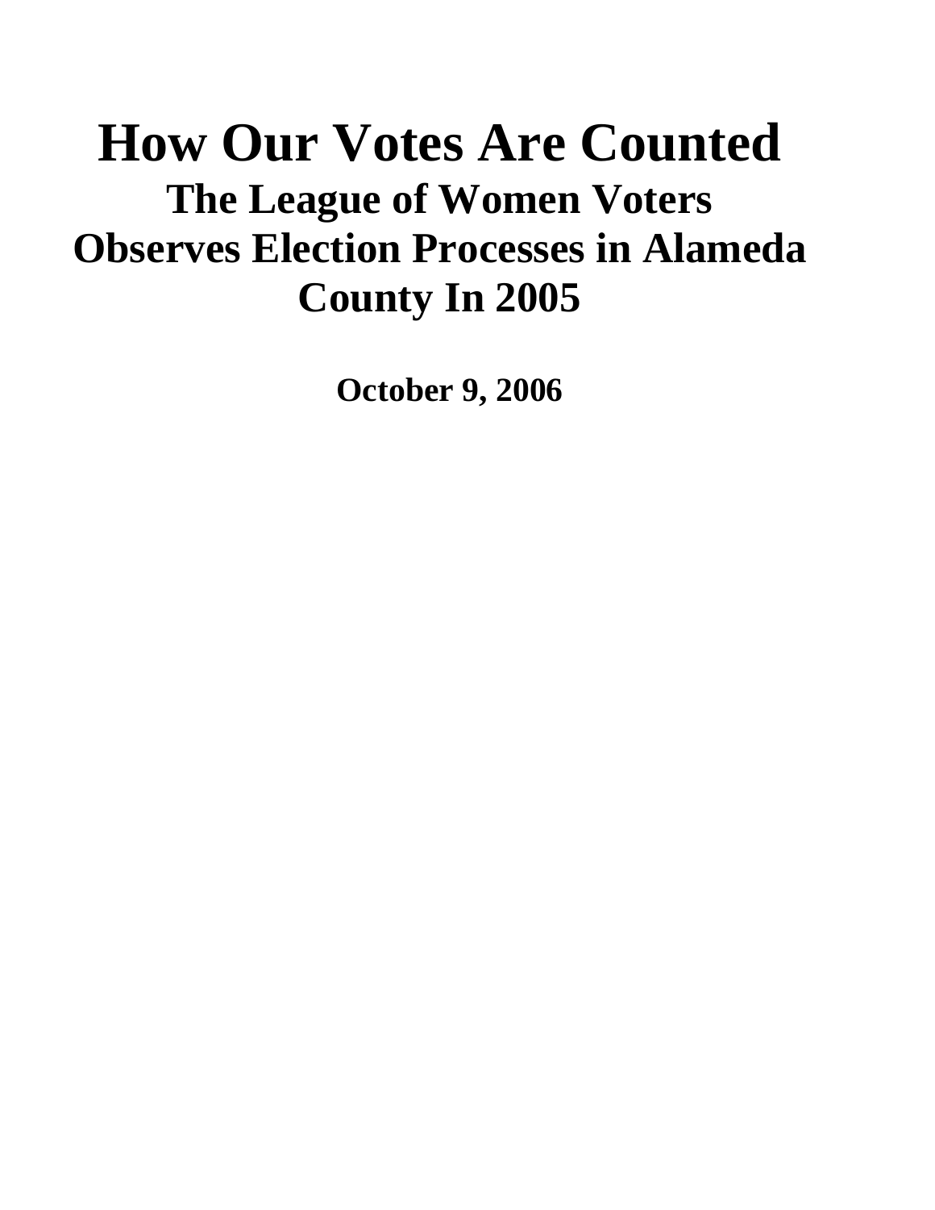# How Our Votes Are Counted

## The League of Women Voters Observes Election Processes in Alameda County In 2005

**October 9, 2006**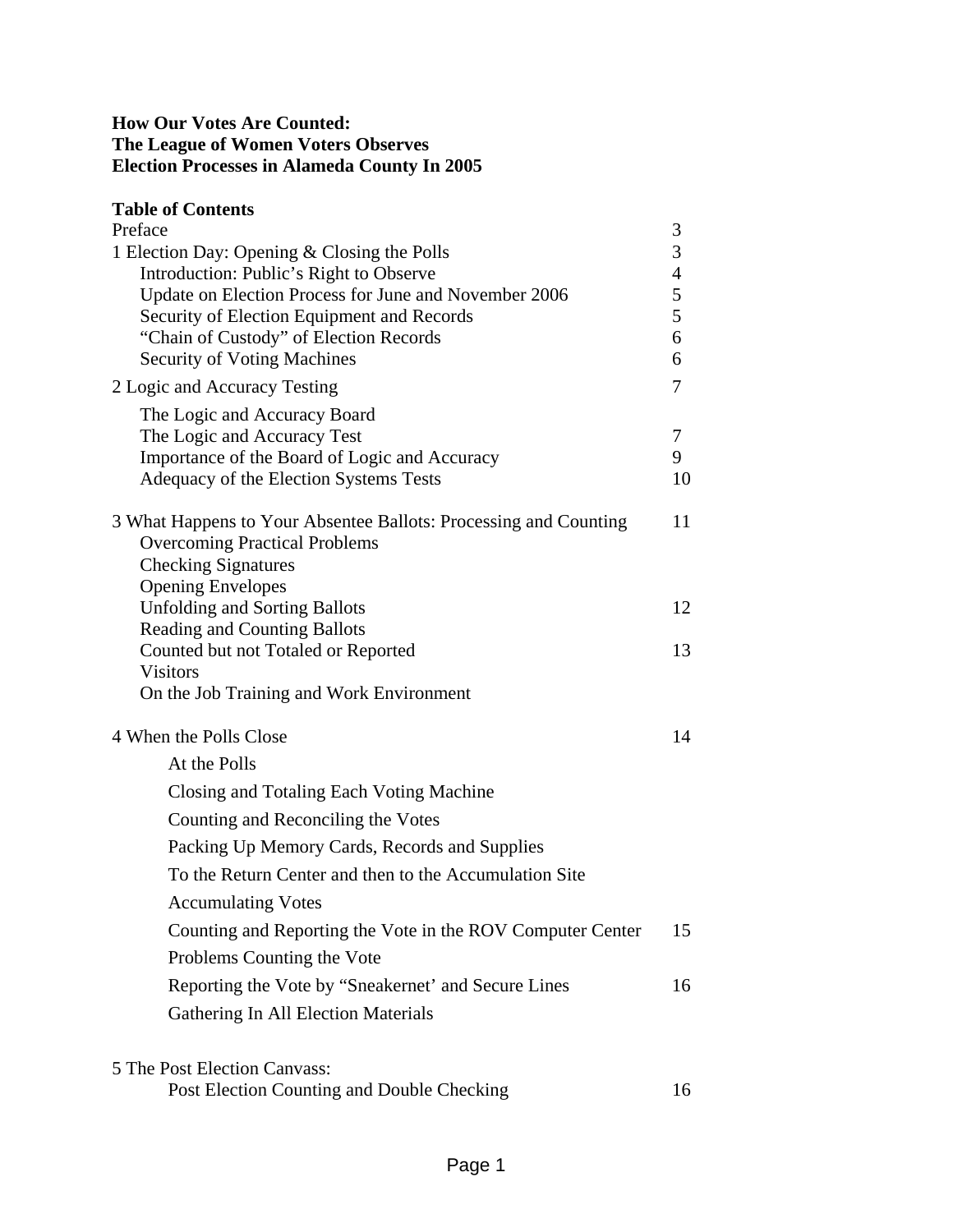**How Our Votes Are Counted:**
**The League of Women Voters Observes**
**Election Processes in Alameda County In 2005**

**Table of Contents**

| | |
|---|---|
| Preface | 3 |
| 1 Election Day: Opening & Closing the Polls | 3 |
| Introduction: Public's Right to Observe | 4 |
| Update on Election Process for June and November 2006 | 5 |
| Security of Election Equipment and Records | 5 |
| "Chain of Custody" of Election Records | 6 |
| Security of Voting Machines | 6 |
| 2 Logic and Accuracy Testing | 7 |
| The Logic and Accuracy Board | |
| The Logic and Accuracy Test | 7 |
| Importance of the Board of Logic and Accuracy | 9 |
| Adequacy of the Election Systems Tests | 10 |
| 3 What Happens to Your Absentee Ballots: Processing and Counting | 11 |
| Overcoming Practical Problems | |
| Checking Signatures | |
| Opening Envelopes | |
| Unfolding and Sorting Ballots | 12 |
| Reading and Counting Ballots | |
| Counted but not Totaled or Reported | 13 |
| Visitors | |
| On the Job Training and Work Environment | |
| 4 When the Polls Close | 14 |
| At the Polls | |
| Closing and Totaling Each Voting Machine | |
| Counting and Reconciling the Votes | |
| Packing Up Memory Cards, Records and Supplies | |
| To the Return Center and then to the Accumulation Site | |
| Accumulating Votes | |
| Counting and Reporting the Vote in the ROV Computer Center | 15 |
| Problems Counting the Vote | |
| Reporting the Vote by "Sneakernet' and Secure Lines | 16 |
| Gathering In All Election Materials | |
| 5 The Post Election Canvass: | |
| Post Election Counting and Double Checking | 16 |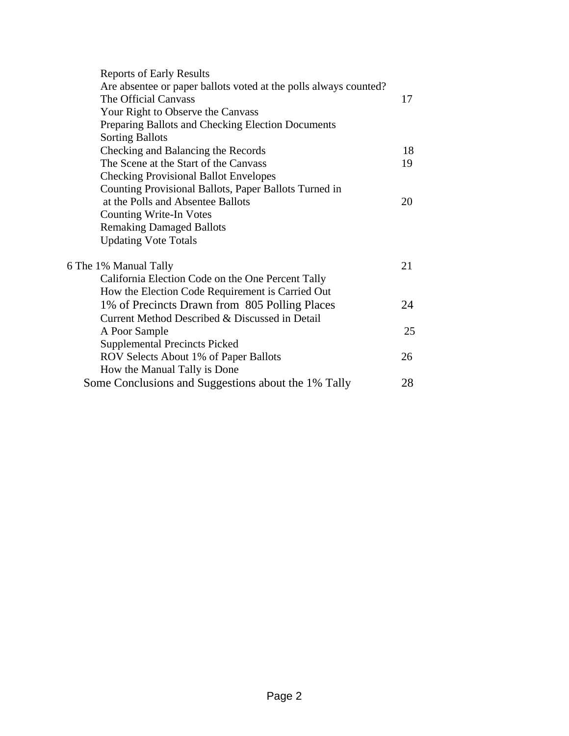| | |
|---|---|
| Reports of Early Results | |
| Are absentee or paper ballots voted at the polls always counted? | |
| The Official Canvass | 17 |
| Your Right to Observe the Canvass | |
| Preparing Ballots and Checking Election Documents | |
| Sorting Ballots | |
| Checking and Balancing the Records | 18 |
| The Scene at the Start of the Canvass | 19 |
| Checking Provisional Ballot Envelopes | |
| Counting Provisional Ballots, Paper Ballots Turned in at the Polls and Absentee Ballots | 20 |
| Counting Write-In Votes | |
| Remaking Damaged Ballots | |
| Updating Vote Totals | |
| **6 The 1% Manual Tally** | **21** |
| California Election Code on the One Percent Tally | |
| How the Election Code Requirement is Carried Out | |
| 1% of Precincts Drawn from 805 Polling Places | 24 |
| Current Method Described & Discussed in Detail | |
| A Poor Sample | 25 |
| Supplemental Precincts Picked | |
| ROV Selects About 1% of Paper Ballots | 26 |
| How the Manual Tally is Done | |
| Some Conclusions and Suggestions about the 1% Tally | 28 |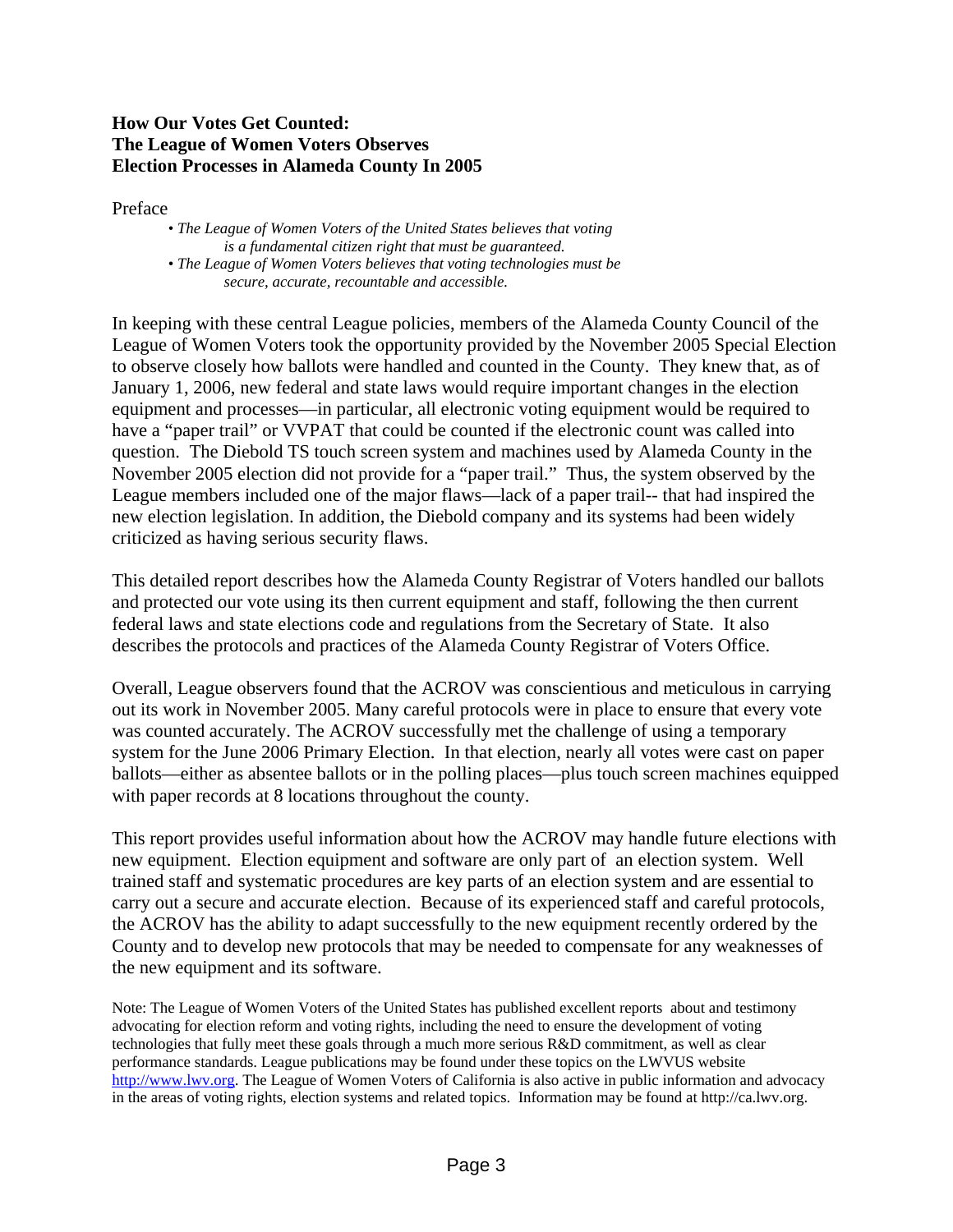**How Our Votes Get Counted:**
**The League of Women Voters Observes**
**Election Processes in Alameda County In 2005**

Preface

- *The League of Women Voters of the United States believes that voting is a fundamental citizen right that must be guaranteed.*
- *The League of Women Voters believes that voting technologies must be secure, accurate, recountable and accessible.*

In keeping with these central League policies, members of the Alameda County Council of the League of Women Voters took the opportunity provided by the November 2005 Special Election to observe closely how ballots were handled and counted in the County. They knew that, as of January 1, 2006, new federal and state laws would require important changes in the election equipment and processes—in particular, all electronic voting equipment would be required to have a "paper trail" or VVPAT that could be counted if the electronic count was called into question. The Diebold TS touch screen system and machines used by Alameda County in the November 2005 election did not provide for a "paper trail." Thus, the system observed by the League members included one of the major flaws—lack of a paper trail-- that had inspired the new election legislation. In addition, the Diebold company and its systems had been widely criticized as having serious security flaws.

This detailed report describes how the Alameda County Registrar of Voters handled our ballots and protected our vote using its then current equipment and staff, following the then current federal laws and state elections code and regulations from the Secretary of State. It also describes the protocols and practices of the Alameda County Registrar of Voters Office.

Overall, League observers found that the ACROV was conscientious and meticulous in carrying out its work in November 2005. Many careful protocols were in place to ensure that every vote was counted accurately. The ACROV successfully met the challenge of using a temporary system for the June 2006 Primary Election. In that election, nearly all votes were cast on paper ballots—either as absentee ballots or in the polling places—plus touch screen machines equipped with paper records at 8 locations throughout the county.

This report provides useful information about how the ACROV may handle future elections with new equipment. Election equipment and software are only part of an election system. Well trained staff and systematic procedures are key parts of an election system and are essential to carry out a secure and accurate election. Because of its experienced staff and careful protocols, the ACROV has the ability to adapt successfully to the new equipment recently ordered by the County and to develop new protocols that may be needed to compensate for any weaknesses of the new equipment and its software.

Note: The League of Women Voters of the United States has published excellent reports about and testimony advocating for election reform and voting rights, including the need to ensure the development of voting technologies that fully meet these goals through a much more serious R&D commitment, as well as clear performance standards. League publications may be found under these topics on the LWVUS website http://www.lwv.org. The League of Women Voters of California is also active in public information and advocacy in the areas of voting rights, election systems and related topics. Information may be found at http://ca.lwv.org.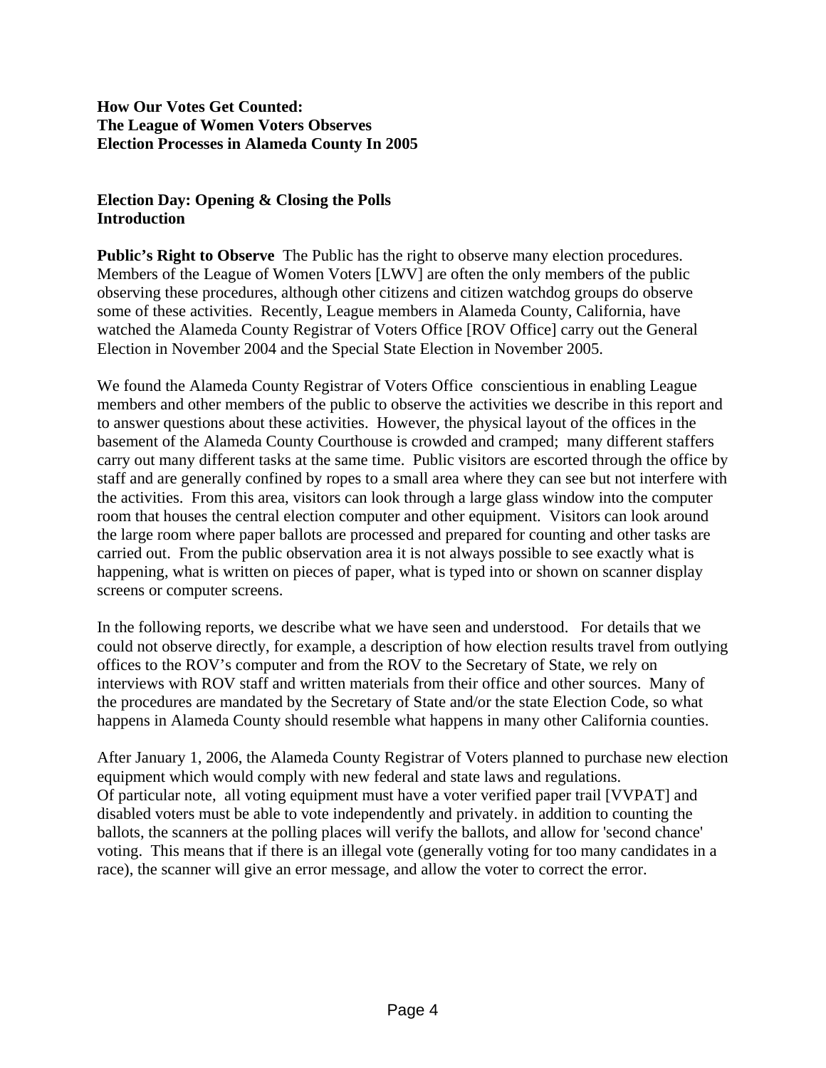**How Our Votes Get Counted:**
**The League of Women Voters Observes**
**Election Processes in Alameda County In 2005**

**Election Day: Opening & Closing the Polls**
**Introduction**

**Public's Right to Observe** The Public has the right to observe many election procedures. Members of the League of Women Voters [LWV] are often the only members of the public observing these procedures, although other citizens and citizen watchdog groups do observe some of these activities. Recently, League members in Alameda County, California, have watched the Alameda County Registrar of Voters Office [ROV Office] carry out the General Election in November 2004 and the Special State Election in November 2005.

We found the Alameda County Registrar of Voters Office conscientious in enabling League members and other members of the public to observe the activities we describe in this report and to answer questions about these activities. However, the physical layout of the offices in the basement of the Alameda County Courthouse is crowded and cramped; many different staffers carry out many different tasks at the same time. Public visitors are escorted through the office by staff and are generally confined by ropes to a small area where they can see but not interfere with the activities. From this area, visitors can look through a large glass window into the computer room that houses the central election computer and other equipment. Visitors can look around the large room where paper ballots are processed and prepared for counting and other tasks are carried out. From the public observation area it is not always possible to see exactly what is happening, what is written on pieces of paper, what is typed into or shown on scanner display screens or computer screens.

In the following reports, we describe what we have seen and understood. For details that we could not observe directly, for example, a description of how election results travel from outlying offices to the ROV's computer and from the ROV to the Secretary of State, we rely on interviews with ROV staff and written materials from their office and other sources. Many of the procedures are mandated by the Secretary of State and/or the state Election Code, so what happens in Alameda County should resemble what happens in many other California counties.

After January 1, 2006, the Alameda County Registrar of Voters planned to purchase new election equipment which would comply with new federal and state laws and regulations. Of particular note, all voting equipment must have a voter verified paper trail [VVPAT] and disabled voters must be able to vote independently and privately. in addition to counting the ballots, the scanners at the polling places will verify the ballots, and allow for 'second chance' voting. This means that if there is an illegal vote (generally voting for too many candidates in a race), the scanner will give an error message, and allow the voter to correct the error.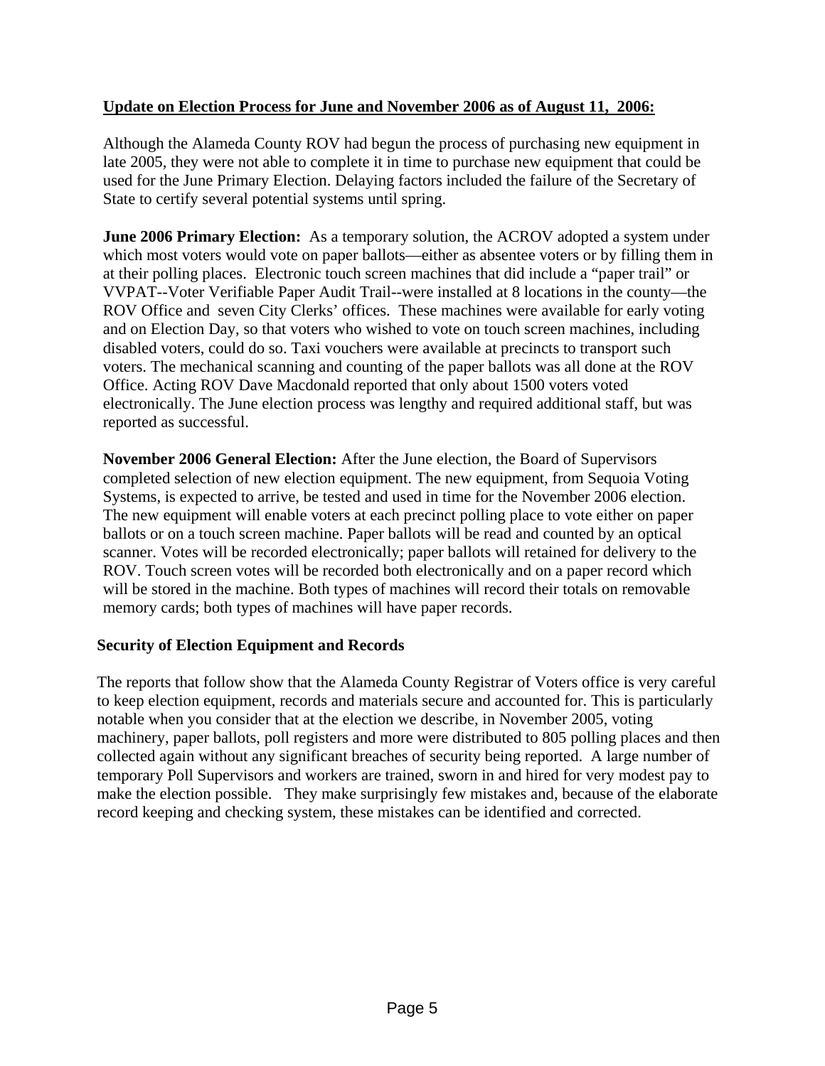**Update on Election Process for June and November 2006 as of August 11, 2006:**

Although the Alameda County ROV had begun the process of purchasing new equipment in late 2005, they were not able to complete it in time to purchase new equipment that could be used for the June Primary Election. Delaying factors included the failure of the Secretary of State to certify several potential systems until spring.

**June 2006 Primary Election:** As a temporary solution, the ACROV adopted a system under which most voters would vote on paper ballots—either as absentee voters or by filling them in at their polling places. Electronic touch screen machines that did include a "paper trail" or VVPAT--Voter Verifiable Paper Audit Trail--were installed at 8 locations in the county—the ROV Office and seven City Clerks' offices. These machines were available for early voting and on Election Day, so that voters who wished to vote on touch screen machines, including disabled voters, could do so. Taxi vouchers were available at precincts to transport such voters. The mechanical scanning and counting of the paper ballots was all done at the ROV Office. Acting ROV Dave Macdonald reported that only about 1500 voters voted electronically. The June election process was lengthy and required additional staff, but was reported as successful.

**November 2006 General Election:** After the June election, the Board of Supervisors completed selection of new election equipment. The new equipment, from Sequoia Voting Systems, is expected to arrive, be tested and used in time for the November 2006 election. The new equipment will enable voters at each precinct polling place to vote either on paper ballots or on a touch screen machine. Paper ballots will be read and counted by an optical scanner. Votes will be recorded electronically; paper ballots will retained for delivery to the ROV. Touch screen votes will be recorded both electronically and on a paper record which will be stored in the machine. Both types of machines will record their totals on removable memory cards; both types of machines will have paper records.

## Security of Election Equipment and Records

The reports that follow show that the Alameda County Registrar of Voters office is very careful to keep election equipment, records and materials secure and accounted for. This is particularly notable when you consider that at the election we describe, in November 2005, voting machinery, paper ballots, poll registers and more were distributed to 805 polling places and then collected again without any significant breaches of security being reported. A large number of temporary Poll Supervisors and workers are trained, sworn in and hired for very modest pay to make the election possible. They make surprisingly few mistakes and, because of the elaborate record keeping and checking system, these mistakes can be identified and corrected.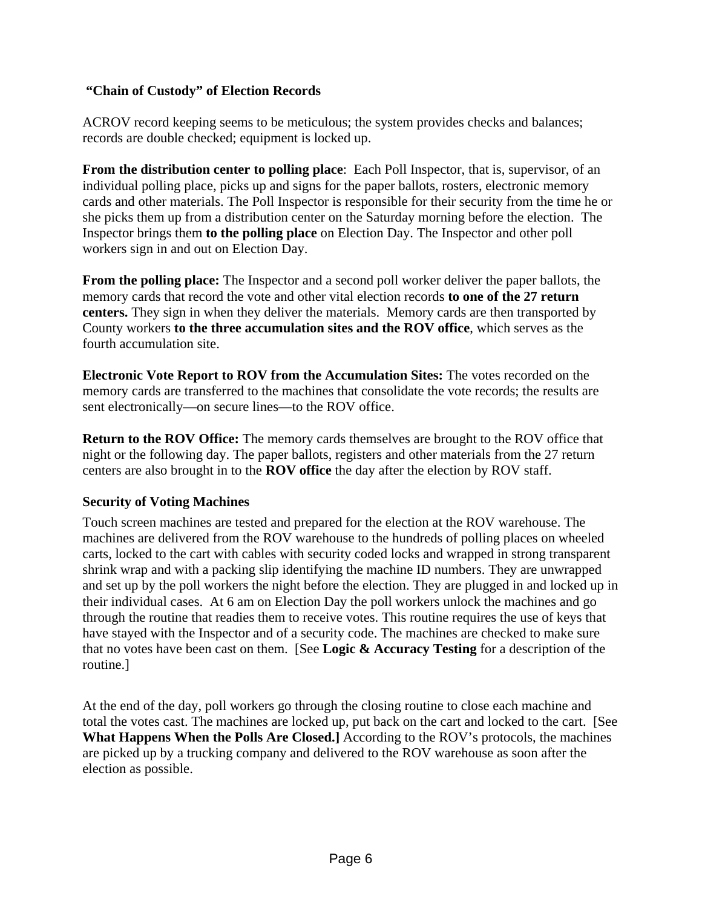## "Chain of Custody" of Election Records

ACROV record keeping seems to be meticulous; the system provides checks and balances; records are double checked; equipment is locked up.

**From the distribution center to polling place**: Each Poll Inspector, that is, supervisor, of an individual polling place, picks up and signs for the paper ballots, rosters, electronic memory cards and other materials. The Poll Inspector is responsible for their security from the time he or she picks them up from a distribution center on the Saturday morning before the election. The Inspector brings them **to the polling place** on Election Day. The Inspector and other poll workers sign in and out on Election Day.

**From the polling place:** The Inspector and a second poll worker deliver the paper ballots, the memory cards that record the vote and other vital election records **to one of the 27 return centers.** They sign in when they deliver the materials. Memory cards are then transported by County workers **to the three accumulation sites and the ROV office**, which serves as the fourth accumulation site.

**Electronic Vote Report to ROV from the Accumulation Sites:** The votes recorded on the memory cards are transferred to the machines that consolidate the vote records; the results are sent electronically—on secure lines—to the ROV office.

**Return to the ROV Office:** The memory cards themselves are brought to the ROV office that night or the following day. The paper ballots, registers and other materials from the 27 return centers are also brought in to the **ROV office** the day after the election by ROV staff.

### Security of Voting Machines

Touch screen machines are tested and prepared for the election at the ROV warehouse. The machines are delivered from the ROV warehouse to the hundreds of polling places on wheeled carts, locked to the cart with cables with security coded locks and wrapped in strong transparent shrink wrap and with a packing slip identifying the machine ID numbers. They are unwrapped and set up by the poll workers the night before the election. They are plugged in and locked up in their individual cases. At 6 am on Election Day the poll workers unlock the machines and go through the routine that readies them to receive votes. This routine requires the use of keys that have stayed with the Inspector and of a security code. The machines are checked to make sure that no votes have been cast on them. [See **Logic & Accuracy Testing** for a description of the routine.]

At the end of the day, poll workers go through the closing routine to close each machine and total the votes cast. The machines are locked up, put back on the cart and locked to the cart. [See **What Happens When the Polls Are Closed.]** According to the ROV's protocols, the machines are picked up by a trucking company and delivered to the ROV warehouse as soon after the election as possible.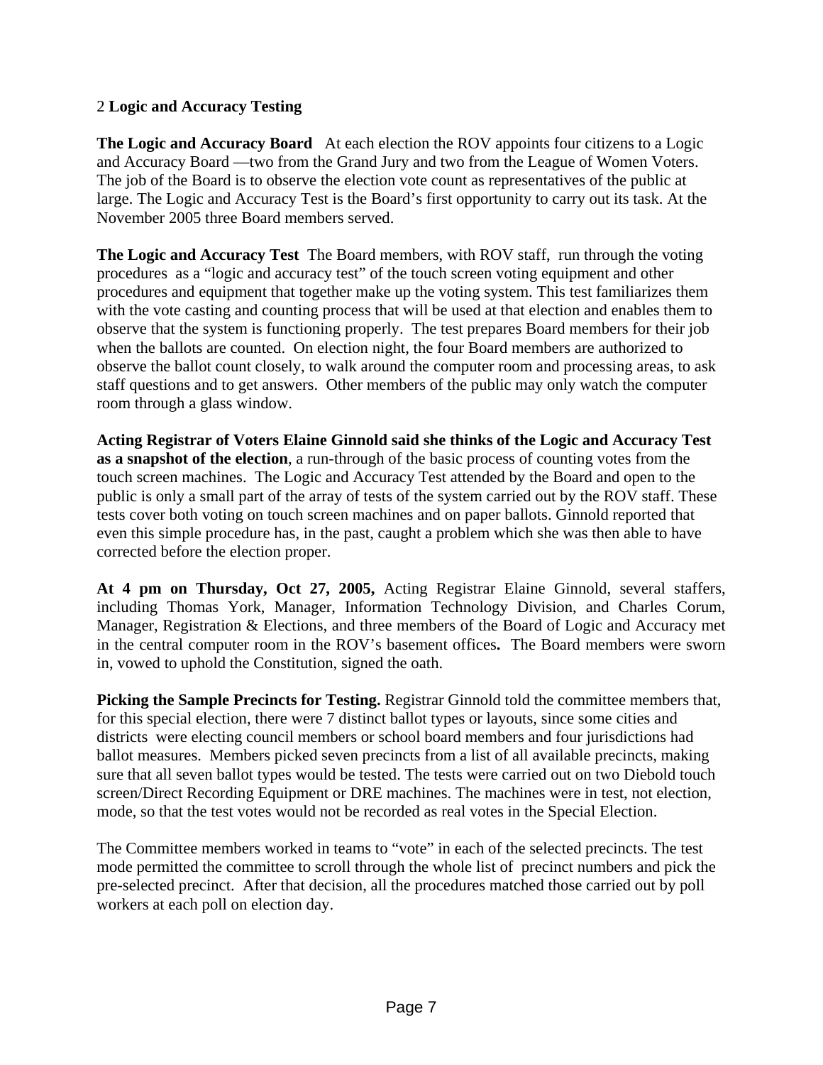## 2 **Logic and Accuracy Testing**

**The Logic and Accuracy Board** At each election the ROV appoints four citizens to a Logic and Accuracy Board —two from the Grand Jury and two from the League of Women Voters. The job of the Board is to observe the election vote count as representatives of the public at large. The Logic and Accuracy Test is the Board's first opportunity to carry out its task. At the November 2005 three Board members served.

**The Logic and Accuracy Test** The Board members, with ROV staff, run through the voting procedures as a "logic and accuracy test" of the touch screen voting equipment and other procedures and equipment that together make up the voting system. This test familiarizes them with the vote casting and counting process that will be used at that election and enables them to observe that the system is functioning properly. The test prepares Board members for their job when the ballots are counted. On election night, the four Board members are authorized to observe the ballot count closely, to walk around the computer room and processing areas, to ask staff questions and to get answers. Other members of the public may only watch the computer room through a glass window.

**Acting Registrar of Voters Elaine Ginnold said she thinks of the Logic and Accuracy Test as a snapshot of the election**, a run-through of the basic process of counting votes from the touch screen machines. The Logic and Accuracy Test attended by the Board and open to the public is only a small part of the array of tests of the system carried out by the ROV staff. These tests cover both voting on touch screen machines and on paper ballots. Ginnold reported that even this simple procedure has, in the past, caught a problem which she was then able to have corrected before the election proper.

**At 4 pm on Thursday, Oct 27, 2005,** Acting Registrar Elaine Ginnold, several staffers, including Thomas York, Manager, Information Technology Division, and Charles Corum, Manager, Registration & Elections, and three members of the Board of Logic and Accuracy met in the central computer room in the ROV's basement offices**.** The Board members were sworn in, vowed to uphold the Constitution, signed the oath.

**Picking the Sample Precincts for Testing.** Registrar Ginnold told the committee members that, for this special election, there were 7 distinct ballot types or layouts, since some cities and districts were electing council members or school board members and four jurisdictions had ballot measures. Members picked seven precincts from a list of all available precincts, making sure that all seven ballot types would be tested. The tests were carried out on two Diebold touch screen/Direct Recording Equipment or DRE machines. The machines were in test, not election, mode, so that the test votes would not be recorded as real votes in the Special Election.

The Committee members worked in teams to "vote" in each of the selected precincts. The test mode permitted the committee to scroll through the whole list of precinct numbers and pick the pre-selected precinct. After that decision, all the procedures matched those carried out by poll workers at each poll on election day.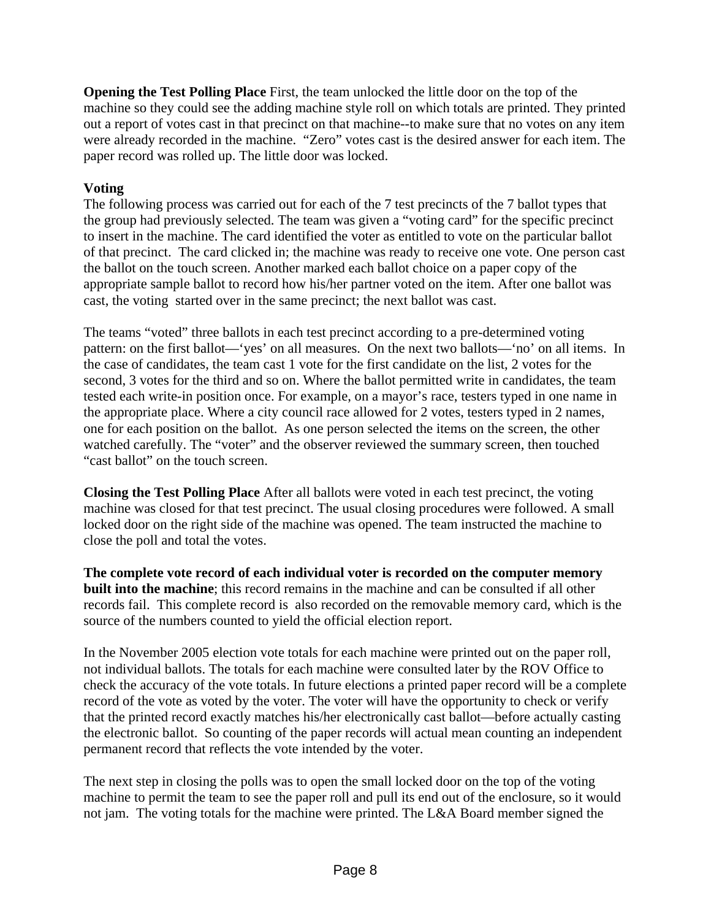**Opening the Test Polling Place** First, the team unlocked the little door on the top of the machine so they could see the adding machine style roll on which totals are printed. They printed out a report of votes cast in that precinct on that machine--to make sure that no votes on any item were already recorded in the machine. "Zero" votes cast is the desired answer for each item. The paper record was rolled up. The little door was locked.

**Voting**

The following process was carried out for each of the 7 test precincts of the 7 ballot types that the group had previously selected. The team was given a "voting card" for the specific precinct to insert in the machine. The card identified the voter as entitled to vote on the particular ballot of that precinct. The card clicked in; the machine was ready to receive one vote. One person cast the ballot on the touch screen. Another marked each ballot choice on a paper copy of the appropriate sample ballot to record how his/her partner voted on the item. After one ballot was cast, the voting started over in the same precinct; the next ballot was cast.

The teams "voted" three ballots in each test precinct according to a pre-determined voting pattern: on the first ballot—'yes' on all measures. On the next two ballots—'no' on all items. In the case of candidates, the team cast 1 vote for the first candidate on the list, 2 votes for the second, 3 votes for the third and so on. Where the ballot permitted write in candidates, the team tested each write-in position once. For example, on a mayor's race, testers typed in one name in the appropriate place. Where a city council race allowed for 2 votes, testers typed in 2 names, one for each position on the ballot. As one person selected the items on the screen, the other watched carefully. The "voter" and the observer reviewed the summary screen, then touched "cast ballot" on the touch screen.

**Closing the Test Polling Place** After all ballots were voted in each test precinct, the voting machine was closed for that test precinct. The usual closing procedures were followed. A small locked door on the right side of the machine was opened. The team instructed the machine to close the poll and total the votes.

**The complete vote record of each individual voter is recorded on the computer memory built into the machine**; this record remains in the machine and can be consulted if all other records fail. This complete record is also recorded on the removable memory card, which is the source of the numbers counted to yield the official election report.

In the November 2005 election vote totals for each machine were printed out on the paper roll, not individual ballots. The totals for each machine were consulted later by the ROV Office to check the accuracy of the vote totals. In future elections a printed paper record will be a complete record of the vote as voted by the voter. The voter will have the opportunity to check or verify that the printed record exactly matches his/her electronically cast ballot—before actually casting the electronic ballot. So counting of the paper records will actual mean counting an independent permanent record that reflects the vote intended by the voter.

The next step in closing the polls was to open the small locked door on the top of the voting machine to permit the team to see the paper roll and pull its end out of the enclosure, so it would not jam. The voting totals for the machine were printed. The L&A Board member signed the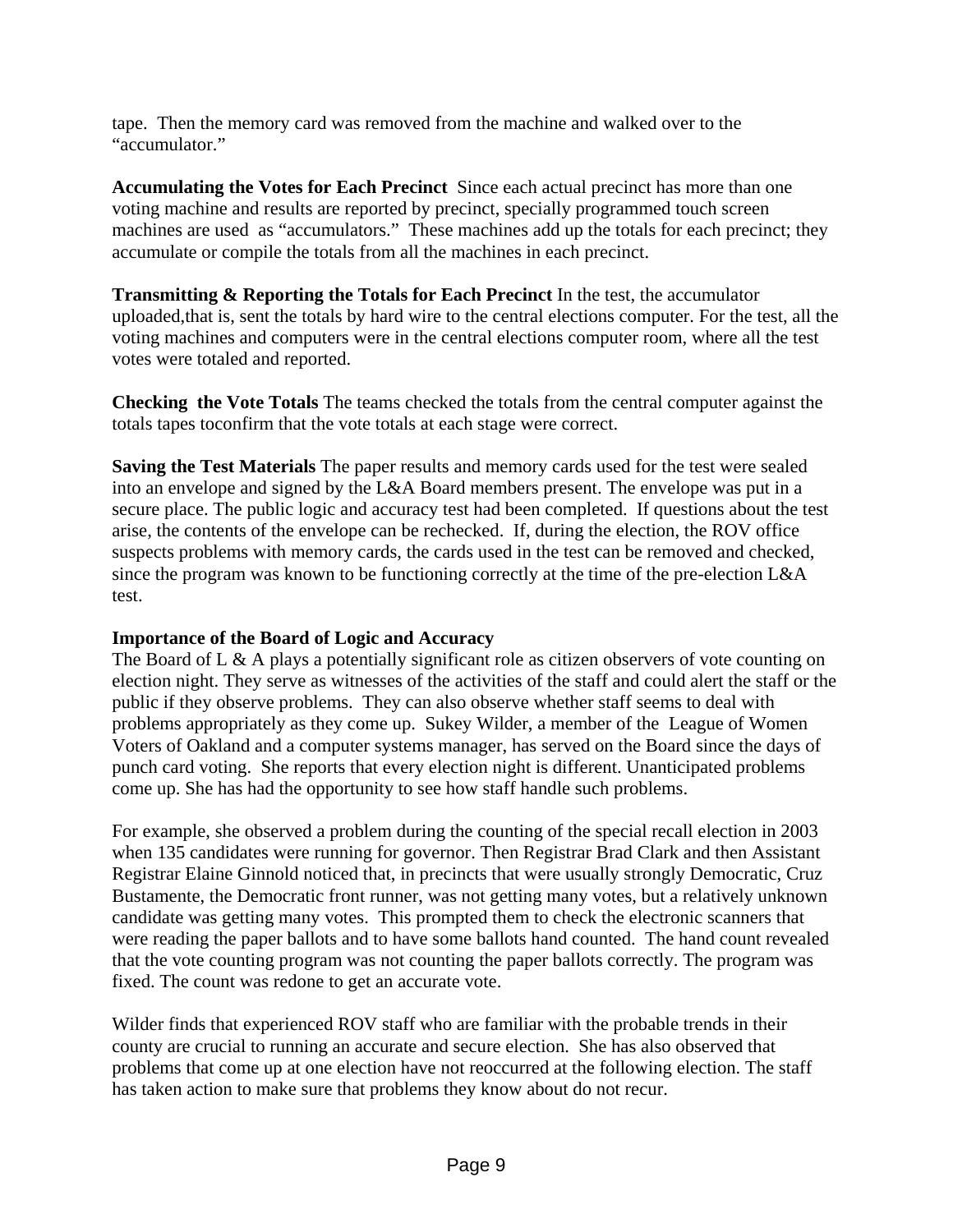tape. Then the memory card was removed from the machine and walked over to the "accumulator."

**Accumulating the Votes for Each Precinct** Since each actual precinct has more than one voting machine and results are reported by precinct, specially programmed touch screen machines are used as "accumulators." These machines add up the totals for each precinct; they accumulate or compile the totals from all the machines in each precinct.

**Transmitting & Reporting the Totals for Each Precinct** In the test, the accumulator uploaded,that is, sent the totals by hard wire to the central elections computer. For the test, all the voting machines and computers were in the central elections computer room, where all the test votes were totaled and reported.

**Checking the Vote Totals** The teams checked the totals from the central computer against the totals tapes toconfirm that the vote totals at each stage were correct.

**Saving the Test Materials** The paper results and memory cards used for the test were sealed into an envelope and signed by the L&A Board members present. The envelope was put in a secure place. The public logic and accuracy test had been completed. If questions about the test arise, the contents of the envelope can be rechecked. If, during the election, the ROV office suspects problems with memory cards, the cards used in the test can be removed and checked, since the program was known to be functioning correctly at the time of the pre-election L&A test.

**Importance of the Board of Logic and Accuracy**

The Board of L & A plays a potentially significant role as citizen observers of vote counting on election night. They serve as witnesses of the activities of the staff and could alert the staff or the public if they observe problems. They can also observe whether staff seems to deal with problems appropriately as they come up. Sukey Wilder, a member of the League of Women Voters of Oakland and a computer systems manager, has served on the Board since the days of punch card voting. She reports that every election night is different. Unanticipated problems come up. She has had the opportunity to see how staff handle such problems.

For example, she observed a problem during the counting of the special recall election in 2003 when 135 candidates were running for governor. Then Registrar Brad Clark and then Assistant Registrar Elaine Ginnold noticed that, in precincts that were usually strongly Democratic, Cruz Bustamente, the Democratic front runner, was not getting many votes, but a relatively unknown candidate was getting many votes. This prompted them to check the electronic scanners that were reading the paper ballots and to have some ballots hand counted. The hand count revealed that the vote counting program was not counting the paper ballots correctly. The program was fixed. The count was redone to get an accurate vote.

Wilder finds that experienced ROV staff who are familiar with the probable trends in their county are crucial to running an accurate and secure election. She has also observed that problems that come up at one election have not reoccurred at the following election. The staff has taken action to make sure that problems they know about do not recur.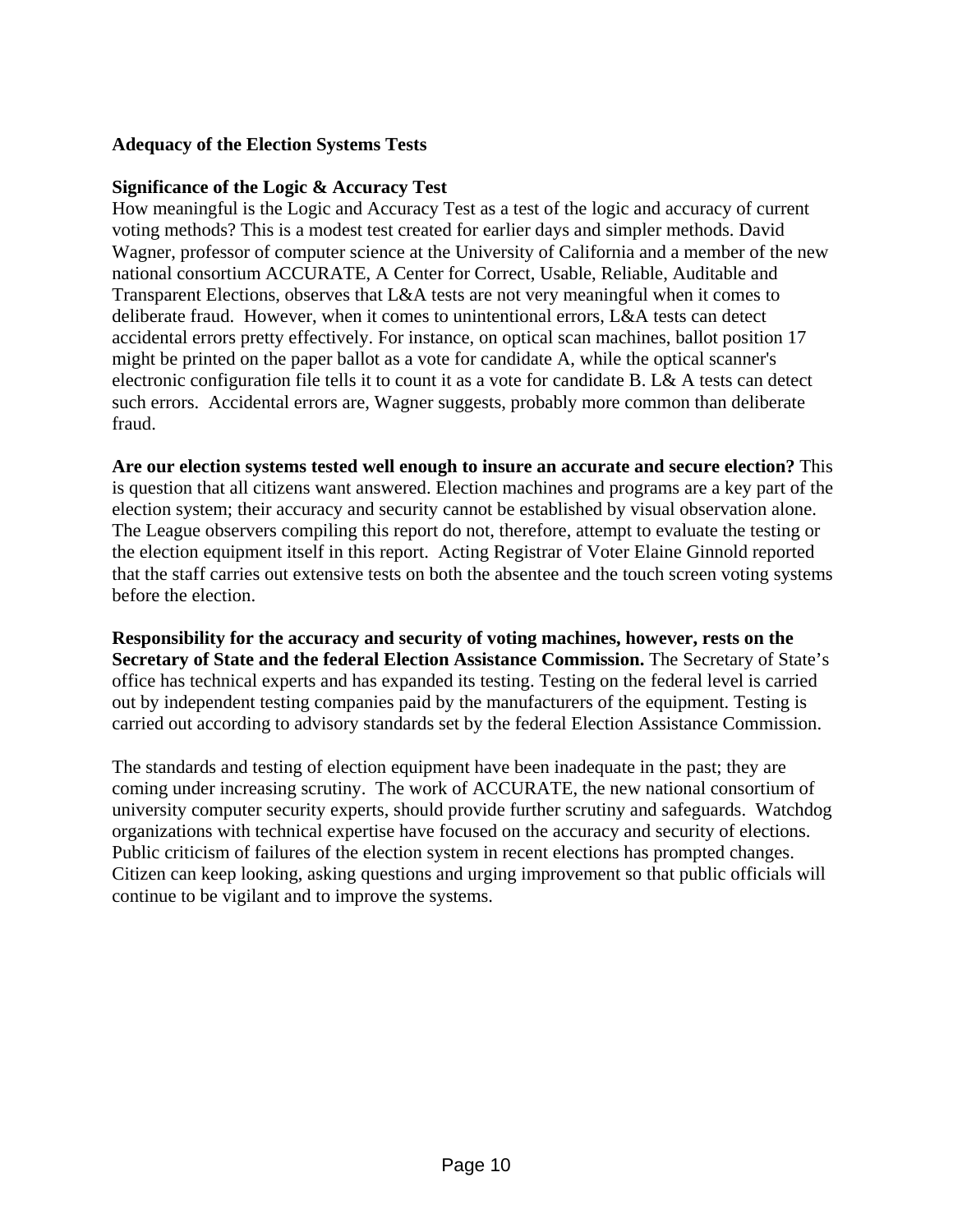**Adequacy of the Election Systems Tests**

**Significance of the Logic & Accuracy Test**

How meaningful is the Logic and Accuracy Test as a test of the logic and accuracy of current voting methods? This is a modest test created for earlier days and simpler methods. David Wagner, professor of computer science at the University of California and a member of the new national consortium ACCURATE, A Center for Correct, Usable, Reliable, Auditable and Transparent Elections, observes that L&A tests are not very meaningful when it comes to deliberate fraud. However, when it comes to unintentional errors, L&A tests can detect accidental errors pretty effectively. For instance, on optical scan machines, ballot position 17 might be printed on the paper ballot as a vote for candidate A, while the optical scanner's electronic configuration file tells it to count it as a vote for candidate B. L& A tests can detect such errors. Accidental errors are, Wagner suggests, probably more common than deliberate fraud.

**Are our election systems tested well enough to insure an accurate and secure election?** This is question that all citizens want answered. Election machines and programs are a key part of the election system; their accuracy and security cannot be established by visual observation alone. The League observers compiling this report do not, therefore, attempt to evaluate the testing or the election equipment itself in this report. Acting Registrar of Voter Elaine Ginnold reported that the staff carries out extensive tests on both the absentee and the touch screen voting systems before the election.

**Responsibility for the accuracy and security of voting machines, however, rests on the Secretary of State and the federal Election Assistance Commission.** The Secretary of State's office has technical experts and has expanded its testing. Testing on the federal level is carried out by independent testing companies paid by the manufacturers of the equipment. Testing is carried out according to advisory standards set by the federal Election Assistance Commission.

The standards and testing of election equipment have been inadequate in the past; they are coming under increasing scrutiny. The work of ACCURATE, the new national consortium of university computer security experts, should provide further scrutiny and safeguards. Watchdog organizations with technical expertise have focused on the accuracy and security of elections. Public criticism of failures of the election system in recent elections has prompted changes. Citizen can keep looking, asking questions and urging improvement so that public officials will continue to be vigilant and to improve the systems.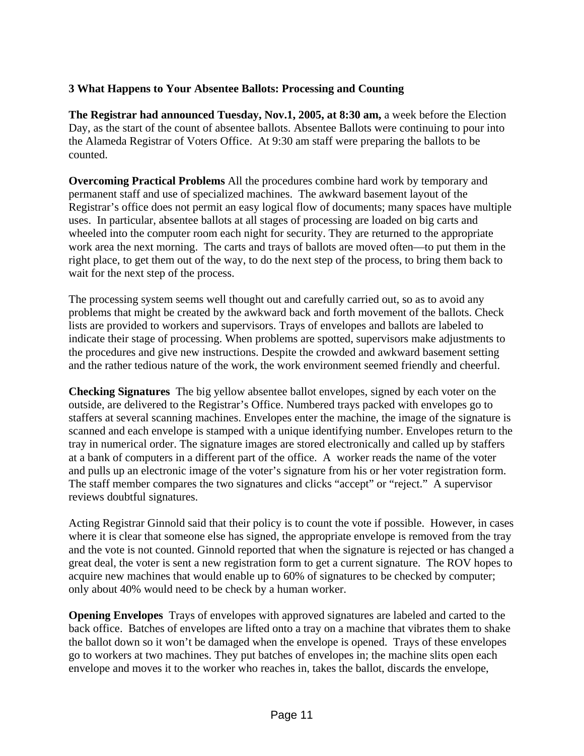### 3 What Happens to Your Absentee Ballots: Processing and Counting

**The Registrar had announced Tuesday, Nov.1, 2005, at 8:30 am,** a week before the Election Day, as the start of the count of absentee ballots. Absentee Ballots were continuing to pour into the Alameda Registrar of Voters Office. At 9:30 am staff were preparing the ballots to be counted.

**Overcoming Practical Problems** All the procedures combine hard work by temporary and permanent staff and use of specialized machines. The awkward basement layout of the Registrar's office does not permit an easy logical flow of documents; many spaces have multiple uses. In particular, absentee ballots at all stages of processing are loaded on big carts and wheeled into the computer room each night for security. They are returned to the appropriate work area the next morning. The carts and trays of ballots are moved often—to put them in the right place, to get them out of the way, to do the next step of the process, to bring them back to wait for the next step of the process.

The processing system seems well thought out and carefully carried out, so as to avoid any problems that might be created by the awkward back and forth movement of the ballots. Check lists are provided to workers and supervisors. Trays of envelopes and ballots are labeled to indicate their stage of processing. When problems are spotted, supervisors make adjustments to the procedures and give new instructions. Despite the crowded and awkward basement setting and the rather tedious nature of the work, the work environment seemed friendly and cheerful.

**Checking Signatures** The big yellow absentee ballot envelopes, signed by each voter on the outside, are delivered to the Registrar's Office. Numbered trays packed with envelopes go to staffers at several scanning machines. Envelopes enter the machine, the image of the signature is scanned and each envelope is stamped with a unique identifying number. Envelopes return to the tray in numerical order. The signature images are stored electronically and called up by staffers at a bank of computers in a different part of the office. A worker reads the name of the voter and pulls up an electronic image of the voter's signature from his or her voter registration form. The staff member compares the two signatures and clicks "accept" or "reject." A supervisor reviews doubtful signatures.

Acting Registrar Ginnold said that their policy is to count the vote if possible. However, in cases where it is clear that someone else has signed, the appropriate envelope is removed from the tray and the vote is not counted. Ginnold reported that when the signature is rejected or has changed a great deal, the voter is sent a new registration form to get a current signature. The ROV hopes to acquire new machines that would enable up to 60% of signatures to be checked by computer; only about 40% would need to be check by a human worker.

**Opening Envelopes** Trays of envelopes with approved signatures are labeled and carted to the back office. Batches of envelopes are lifted onto a tray on a machine that vibrates them to shake the ballot down so it won't be damaged when the envelope is opened. Trays of these envelopes go to workers at two machines. They put batches of envelopes in; the machine slits open each envelope and moves it to the worker who reaches in, takes the ballot, discards the envelope,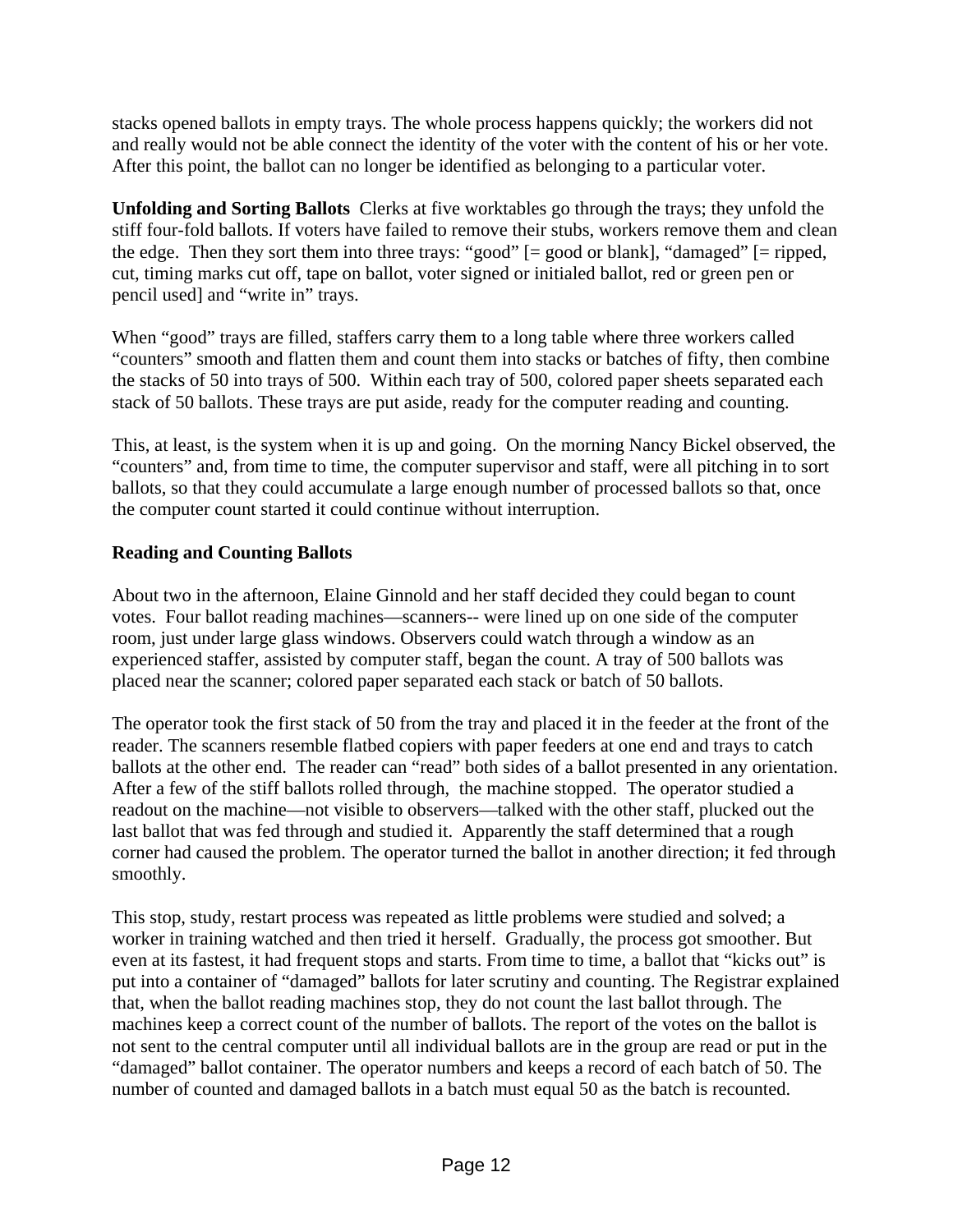stacks opened ballots in empty trays. The whole process happens quickly; the workers did not and really would not be able connect the identity of the voter with the content of his or her vote. After this point, the ballot can no longer be identified as belonging to a particular voter.

**Unfolding and Sorting Ballots** Clerks at five worktables go through the trays; they unfold the stiff four-fold ballots. If voters have failed to remove their stubs, workers remove them and clean the edge. Then they sort them into three trays: "good" [= good or blank], "damaged" [= ripped, cut, timing marks cut off, tape on ballot, voter signed or initialed ballot, red or green pen or pencil used] and "write in" trays.

When "good" trays are filled, staffers carry them to a long table where three workers called "counters" smooth and flatten them and count them into stacks or batches of fifty, then combine the stacks of 50 into trays of 500. Within each tray of 500, colored paper sheets separated each stack of 50 ballots. These trays are put aside, ready for the computer reading and counting.

This, at least, is the system when it is up and going. On the morning Nancy Bickel observed, the "counters" and, from time to time, the computer supervisor and staff, were all pitching in to sort ballots, so that they could accumulate a large enough number of processed ballots so that, once the computer count started it could continue without interruption.

**Reading and Counting Ballots**

About two in the afternoon, Elaine Ginnold and her staff decided they could began to count votes. Four ballot reading machines—scanners-- were lined up on one side of the computer room, just under large glass windows. Observers could watch through a window as an experienced staffer, assisted by computer staff, began the count. A tray of 500 ballots was placed near the scanner; colored paper separated each stack or batch of 50 ballots.

The operator took the first stack of 50 from the tray and placed it in the feeder at the front of the reader. The scanners resemble flatbed copiers with paper feeders at one end and trays to catch ballots at the other end. The reader can "read" both sides of a ballot presented in any orientation. After a few of the stiff ballots rolled through, the machine stopped. The operator studied a readout on the machine—not visible to observers—talked with the other staff, plucked out the last ballot that was fed through and studied it. Apparently the staff determined that a rough corner had caused the problem. The operator turned the ballot in another direction; it fed through smoothly.

This stop, study, restart process was repeated as little problems were studied and solved; a worker in training watched and then tried it herself. Gradually, the process got smoother. But even at its fastest, it had frequent stops and starts. From time to time, a ballot that "kicks out" is put into a container of "damaged" ballots for later scrutiny and counting. The Registrar explained that, when the ballot reading machines stop, they do not count the last ballot through. The machines keep a correct count of the number of ballots. The report of the votes on the ballot is not sent to the central computer until all individual ballots are in the group are read or put in the "damaged" ballot container. The operator numbers and keeps a record of each batch of 50. The number of counted and damaged ballots in a batch must equal 50 as the batch is recounted.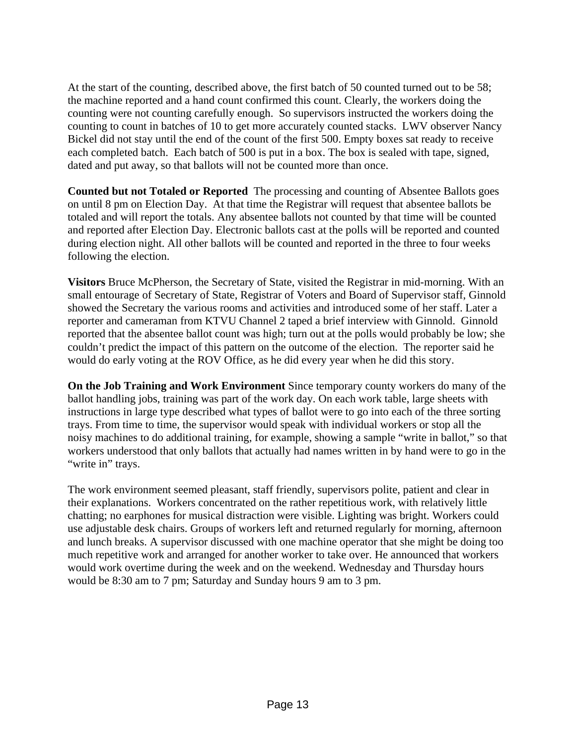At the start of the counting, described above, the first batch of 50 counted turned out to be 58; the machine reported and a hand count confirmed this count. Clearly, the workers doing the counting were not counting carefully enough. So supervisors instructed the workers doing the counting to count in batches of 10 to get more accurately counted stacks. LWV observer Nancy Bickel did not stay until the end of the count of the first 500. Empty boxes sat ready to receive each completed batch. Each batch of 500 is put in a box. The box is sealed with tape, signed, dated and put away, so that ballots will not be counted more than once.

**Counted but not Totaled or Reported** The processing and counting of Absentee Ballots goes on until 8 pm on Election Day. At that time the Registrar will request that absentee ballots be totaled and will report the totals. Any absentee ballots not counted by that time will be counted and reported after Election Day. Electronic ballots cast at the polls will be reported and counted during election night. All other ballots will be counted and reported in the three to four weeks following the election.

**Visitors** Bruce McPherson, the Secretary of State, visited the Registrar in mid-morning. With an small entourage of Secretary of State, Registrar of Voters and Board of Supervisor staff, Ginnold showed the Secretary the various rooms and activities and introduced some of her staff. Later a reporter and cameraman from KTVU Channel 2 taped a brief interview with Ginnold. Ginnold reported that the absentee ballot count was high; turn out at the polls would probably be low; she couldn't predict the impact of this pattern on the outcome of the election. The reporter said he would do early voting at the ROV Office, as he did every year when he did this story.

**On the Job Training and Work Environment** Since temporary county workers do many of the ballot handling jobs, training was part of the work day. On each work table, large sheets with instructions in large type described what types of ballot were to go into each of the three sorting trays. From time to time, the supervisor would speak with individual workers or stop all the noisy machines to do additional training, for example, showing a sample "write in ballot," so that workers understood that only ballots that actually had names written in by hand were to go in the "write in" trays.

The work environment seemed pleasant, staff friendly, supervisors polite, patient and clear in their explanations. Workers concentrated on the rather repetitious work, with relatively little chatting; no earphones for musical distraction were visible. Lighting was bright. Workers could use adjustable desk chairs. Groups of workers left and returned regularly for morning, afternoon and lunch breaks. A supervisor discussed with one machine operator that she might be doing too much repetitive work and arranged for another worker to take over. He announced that workers would work overtime during the week and on the weekend. Wednesday and Thursday hours would be 8:30 am to 7 pm; Saturday and Sunday hours 9 am to 3 pm.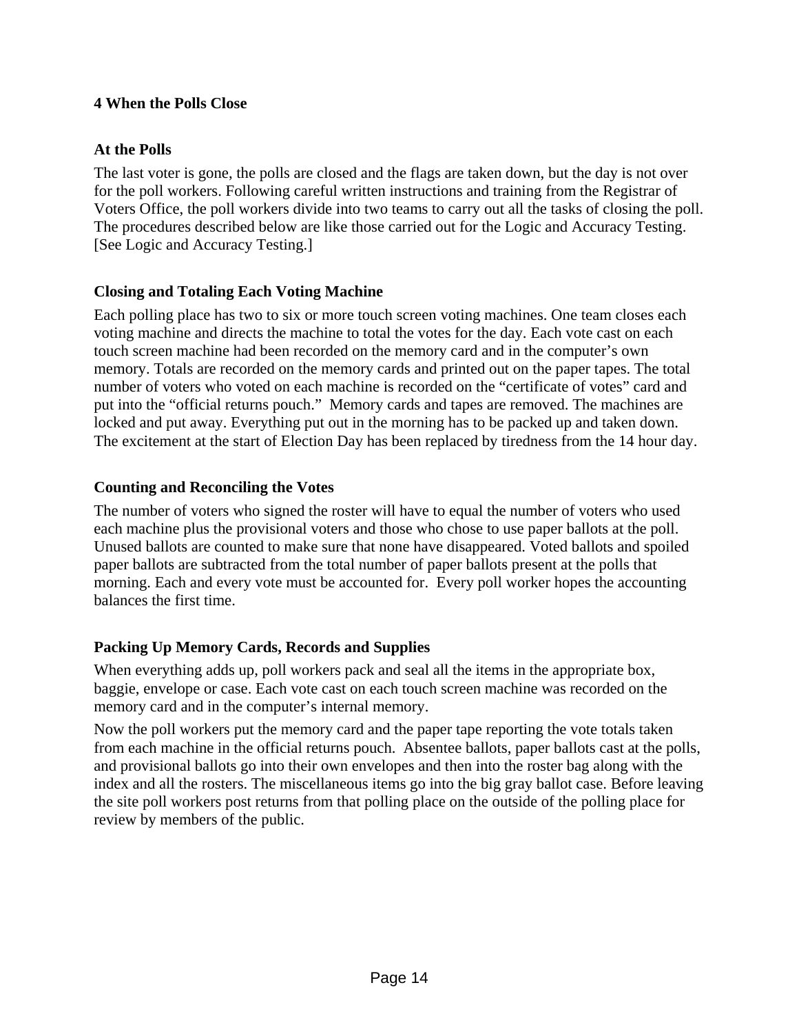# 4 When the Polls Close

## At the Polls

The last voter is gone, the polls are closed and the flags are taken down, but the day is not over for the poll workers. Following careful written instructions and training from the Registrar of Voters Office, the poll workers divide into two teams to carry out all the tasks of closing the poll. The procedures described below are like those carried out for the Logic and Accuracy Testing. [See Logic and Accuracy Testing.]

## Closing and Totaling Each Voting Machine

Each polling place has two to six or more touch screen voting machines. One team closes each voting machine and directs the machine to total the votes for the day. Each vote cast on each touch screen machine had been recorded on the memory card and in the computer's own memory. Totals are recorded on the memory cards and printed out on the paper tapes. The total number of voters who voted on each machine is recorded on the "certificate of votes" card and put into the "official returns pouch." Memory cards and tapes are removed. The machines are locked and put away. Everything put out in the morning has to be packed up and taken down. The excitement at the start of Election Day has been replaced by tiredness from the 14 hour day.

## Counting and Reconciling the Votes

The number of voters who signed the roster will have to equal the number of voters who used each machine plus the provisional voters and those who chose to use paper ballots at the poll. Unused ballots are counted to make sure that none have disappeared. Voted ballots and spoiled paper ballots are subtracted from the total number of paper ballots present at the polls that morning. Each and every vote must be accounted for. Every poll worker hopes the accounting balances the first time.

## Packing Up Memory Cards, Records and Supplies

When everything adds up, poll workers pack and seal all the items in the appropriate box, baggie, envelope or case. Each vote cast on each touch screen machine was recorded on the memory card and in the computer's internal memory.

Now the poll workers put the memory card and the paper tape reporting the vote totals taken from each machine in the official returns pouch. Absentee ballots, paper ballots cast at the polls, and provisional ballots go into their own envelopes and then into the roster bag along with the index and all the rosters. The miscellaneous items go into the big gray ballot case. Before leaving the site poll workers post returns from that polling place on the outside of the polling place for review by members of the public.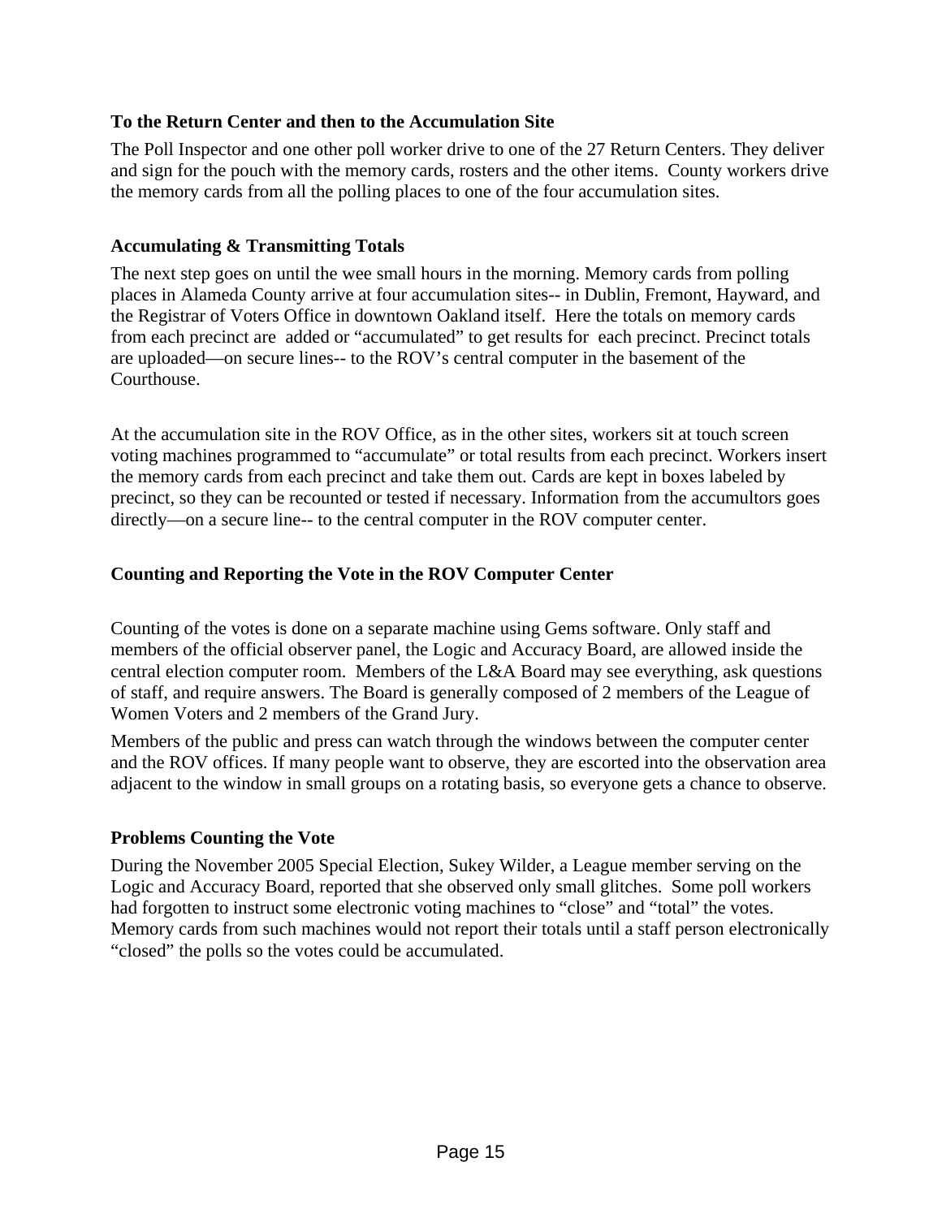### To the Return Center and then to the Accumulation Site

The Poll Inspector and one other poll worker drive to one of the 27 Return Centers. They deliver and sign for the pouch with the memory cards, rosters and the other items. County workers drive the memory cards from all the polling places to one of the four accumulation sites.

### Accumulating & Transmitting Totals

The next step goes on until the wee small hours in the morning. Memory cards from polling places in Alameda County arrive at four accumulation sites-- in Dublin, Fremont, Hayward, and the Registrar of Voters Office in downtown Oakland itself. Here the totals on memory cards from each precinct are added or "accumulated" to get results for each precinct. Precinct totals are uploaded—on secure lines-- to the ROV's central computer in the basement of the Courthouse.

At the accumulation site in the ROV Office, as in the other sites, workers sit at touch screen voting machines programmed to "accumulate" or total results from each precinct. Workers insert the memory cards from each precinct and take them out. Cards are kept in boxes labeled by precinct, so they can be recounted or tested if necessary. Information from the accumultors goes directly—on a secure line-- to the central computer in the ROV computer center.

### Counting and Reporting the Vote in the ROV Computer Center

Counting of the votes is done on a separate machine using Gems software. Only staff and members of the official observer panel, the Logic and Accuracy Board, are allowed inside the central election computer room. Members of the L&A Board may see everything, ask questions of staff, and require answers. The Board is generally composed of 2 members of the League of Women Voters and 2 members of the Grand Jury.

Members of the public and press can watch through the windows between the computer center and the ROV offices. If many people want to observe, they are escorted into the observation area adjacent to the window in small groups on a rotating basis, so everyone gets a chance to observe.

### Problems Counting the Vote

During the November 2005 Special Election, Sukey Wilder, a League member serving on the Logic and Accuracy Board, reported that she observed only small glitches. Some poll workers had forgotten to instruct some electronic voting machines to "close" and "total" the votes. Memory cards from such machines would not report their totals until a staff person electronically "closed" the polls so the votes could be accumulated.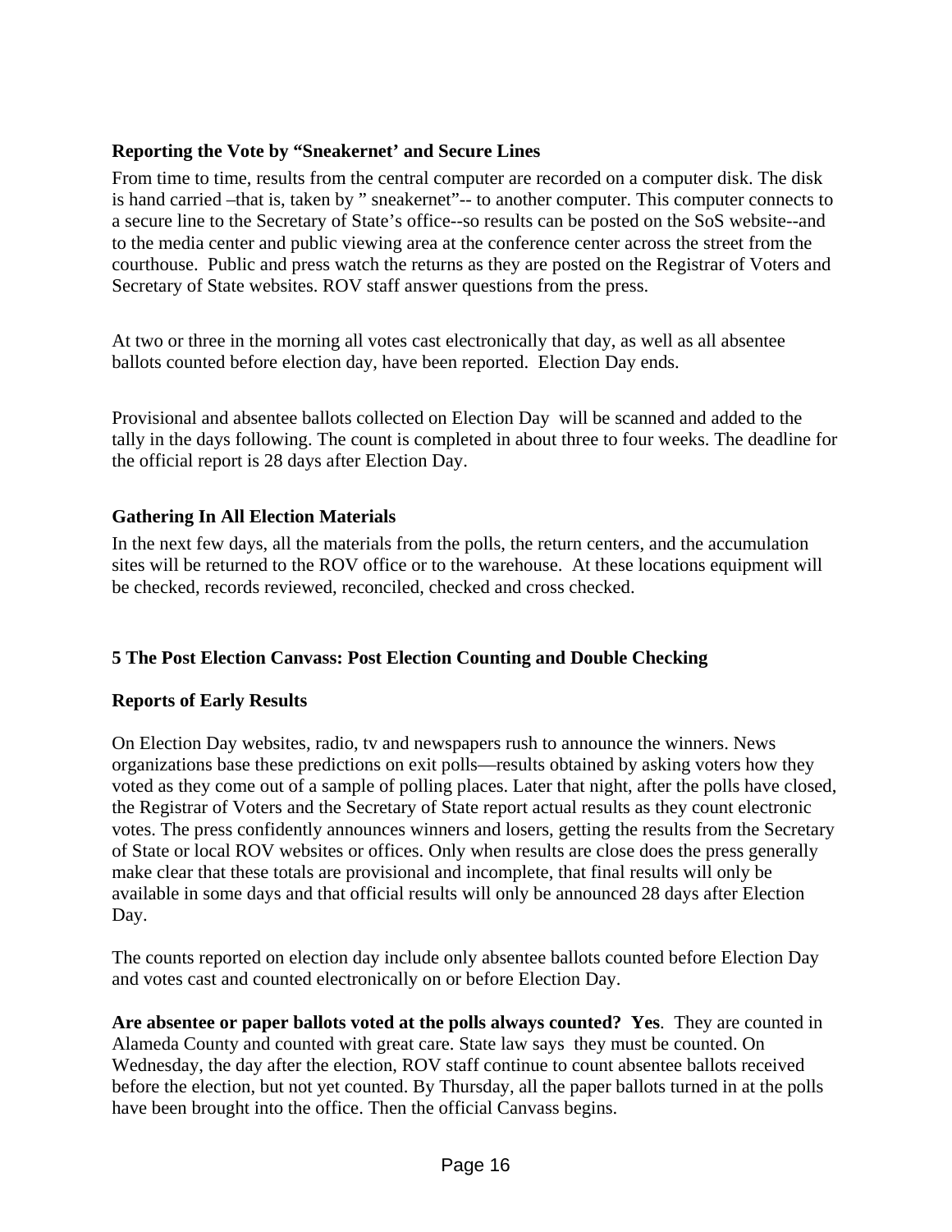### Reporting the Vote by "Sneakernet' and Secure Lines

From time to time, results from the central computer are recorded on a computer disk. The disk is hand carried –that is, taken by " sneakernet"-- to another computer. This computer connects to a secure line to the Secretary of State's office--so results can be posted on the SoS website--and to the media center and public viewing area at the conference center across the street from the courthouse. Public and press watch the returns as they are posted on the Registrar of Voters and Secretary of State websites. ROV staff answer questions from the press.

At two or three in the morning all votes cast electronically that day, as well as all absentee ballots counted before election day, have been reported. Election Day ends.

Provisional and absentee ballots collected on Election Day will be scanned and added to the tally in the days following. The count is completed in about three to four weeks. The deadline for the official report is 28 days after Election Day.

### Gathering In All Election Materials

In the next few days, all the materials from the polls, the return centers, and the accumulation sites will be returned to the ROV office or to the warehouse. At these locations equipment will be checked, records reviewed, reconciled, checked and cross checked.

## 5 The Post Election Canvass: Post Election Counting and Double Checking

### Reports of Early Results

On Election Day websites, radio, tv and newspapers rush to announce the winners. News organizations base these predictions on exit polls—results obtained by asking voters how they voted as they come out of a sample of polling places. Later that night, after the polls have closed, the Registrar of Voters and the Secretary of State report actual results as they count electronic votes. The press confidently announces winners and losers, getting the results from the Secretary of State or local ROV websites or offices. Only when results are close does the press generally make clear that these totals are provisional and incomplete, that final results will only be available in some days and that official results will only be announced 28 days after Election Day.

The counts reported on election day include only absentee ballots counted before Election Day and votes cast and counted electronically on or before Election Day.

**Are absentee or paper ballots voted at the polls always counted? Yes**. They are counted in Alameda County and counted with great care. State law says they must be counted. On Wednesday, the day after the election, ROV staff continue to count absentee ballots received before the election, but not yet counted. By Thursday, all the paper ballots turned in at the polls have been brought into the office. Then the official Canvass begins.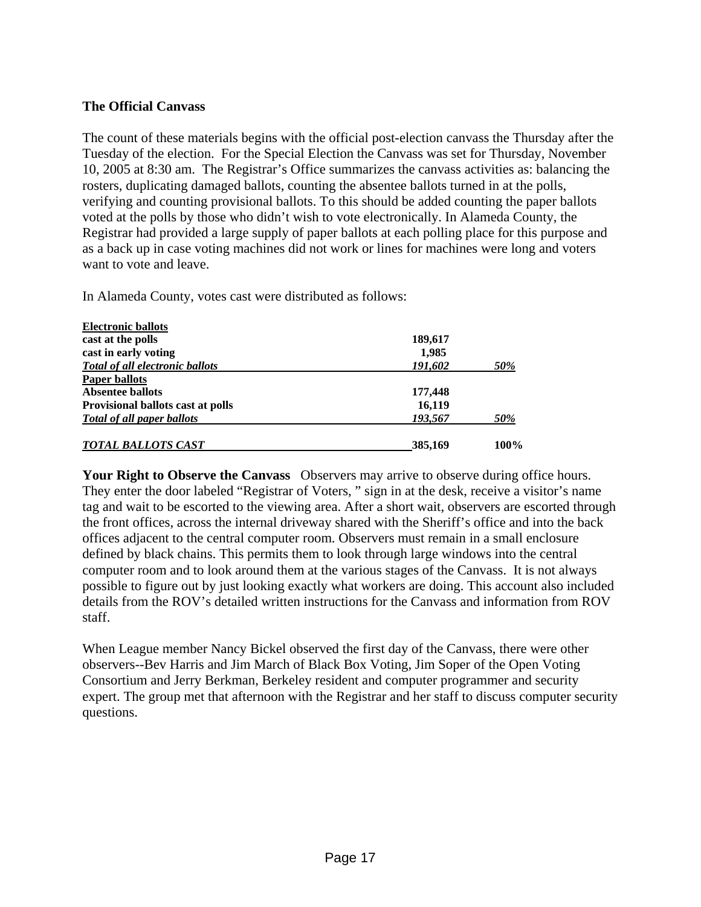## The Official Canvass

The count of these materials begins with the official post-election canvass the Thursday after the Tuesday of the election. For the Special Election the Canvass was set for Thursday, November 10, 2005 at 8:30 am. The Registrar's Office summarizes the canvass activities as: balancing the rosters, duplicating damaged ballots, counting the absentee ballots turned in at the polls, verifying and counting provisional ballots. To this should be added counting the paper ballots voted at the polls by those who didn't wish to vote electronically. In Alameda County, the Registrar had provided a large supply of paper ballots at each polling place for this purpose and as a back up in case voting machines did not work or lines for machines were long and voters want to vote and leave.

In Alameda County, votes cast were distributed as follows:

| | | |
|---|---|---|
| **Electronic ballots** | | |
| **cast at the polls** | **189,617** | |
| **cast in early voting** | **1,985** | |
| ***Total of all electronic ballots*** | ***191,602*** | ***50%*** |
| **Paper ballots** | | |
| **Absentee ballots** | **177,448** | |
| **Provisional ballots cast at polls** | **16,119** | |
| ***Total of all paper ballots*** | ***193,567*** | ***50%*** |
| ***TOTAL BALLOTS CAST*** | **385,169** | **100%** |

**Your Right to Observe the Canvass** Observers may arrive to observe during office hours. They enter the door labeled "Registrar of Voters, " sign in at the desk, receive a visitor's name tag and wait to be escorted to the viewing area. After a short wait, observers are escorted through the front offices, across the internal driveway shared with the Sheriff's office and into the back offices adjacent to the central computer room. Observers must remain in a small enclosure defined by black chains. This permits them to look through large windows into the central computer room and to look around them at the various stages of the Canvass. It is not always possible to figure out by just looking exactly what workers are doing. This account also included details from the ROV's detailed written instructions for the Canvass and information from ROV staff.

When League member Nancy Bickel observed the first day of the Canvass, there were other observers--Bev Harris and Jim March of Black Box Voting, Jim Soper of the Open Voting Consortium and Jerry Berkman, Berkeley resident and computer programmer and security expert. The group met that afternoon with the Registrar and her staff to discuss computer security questions.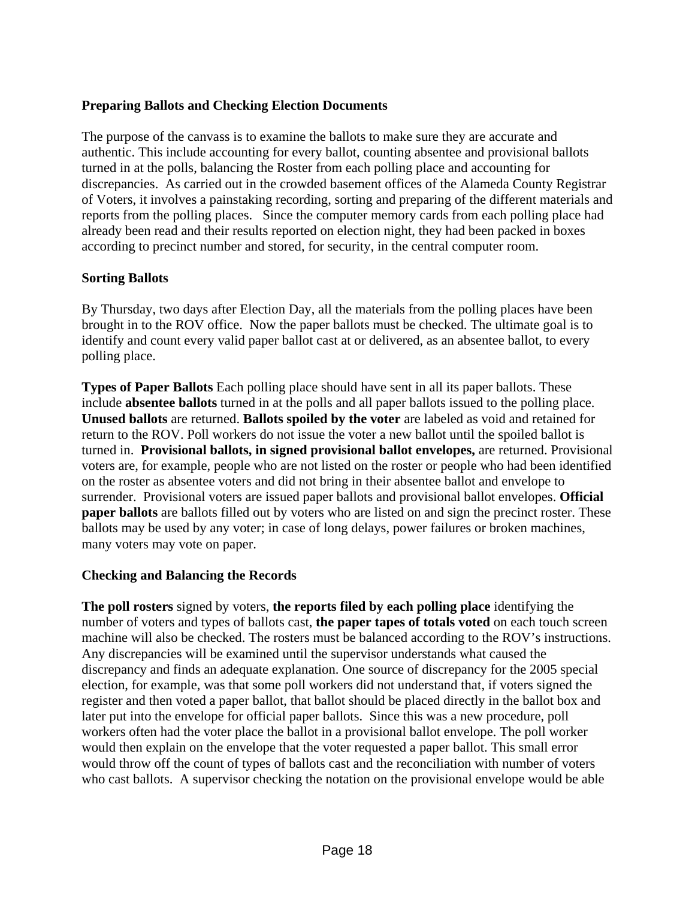**Preparing Ballots and Checking Election Documents**

The purpose of the canvass is to examine the ballots to make sure they are accurate and authentic. This include accounting for every ballot, counting absentee and provisional ballots turned in at the polls, balancing the Roster from each polling place and accounting for discrepancies. As carried out in the crowded basement offices of the Alameda County Registrar of Voters, it involves a painstaking recording, sorting and preparing of the different materials and reports from the polling places. Since the computer memory cards from each polling place had already been read and their results reported on election night, they had been packed in boxes according to precinct number and stored, for security, in the central computer room.

**Sorting Ballots**

By Thursday, two days after Election Day, all the materials from the polling places have been brought in to the ROV office. Now the paper ballots must be checked. The ultimate goal is to identify and count every valid paper ballot cast at or delivered, as an absentee ballot, to every polling place.

**Types of Paper Ballots** Each polling place should have sent in all its paper ballots. These include **absentee ballots** turned in at the polls and all paper ballots issued to the polling place. **Unused ballots** are returned. **Ballots spoiled by the voter** are labeled as void and retained for return to the ROV. Poll workers do not issue the voter a new ballot until the spoiled ballot is turned in. **Provisional ballots, in signed provisional ballot envelopes,** are returned. Provisional voters are, for example, people who are not listed on the roster or people who had been identified on the roster as absentee voters and did not bring in their absentee ballot and envelope to surrender. Provisional voters are issued paper ballots and provisional ballot envelopes. **Official paper ballots** are ballots filled out by voters who are listed on and sign the precinct roster. These ballots may be used by any voter; in case of long delays, power failures or broken machines, many voters may vote on paper.

**Checking and Balancing the Records**

**The poll rosters** signed by voters, **the reports filed by each polling place** identifying the number of voters and types of ballots cast, **the paper tapes of totals voted** on each touch screen machine will also be checked. The rosters must be balanced according to the ROV's instructions. Any discrepancies will be examined until the supervisor understands what caused the discrepancy and finds an adequate explanation. One source of discrepancy for the 2005 special election, for example, was that some poll workers did not understand that, if voters signed the register and then voted a paper ballot, that ballot should be placed directly in the ballot box and later put into the envelope for official paper ballots. Since this was a new procedure, poll workers often had the voter place the ballot in a provisional ballot envelope. The poll worker would then explain on the envelope that the voter requested a paper ballot. This small error would throw off the count of types of ballots cast and the reconciliation with number of voters who cast ballots. A supervisor checking the notation on the provisional envelope would be able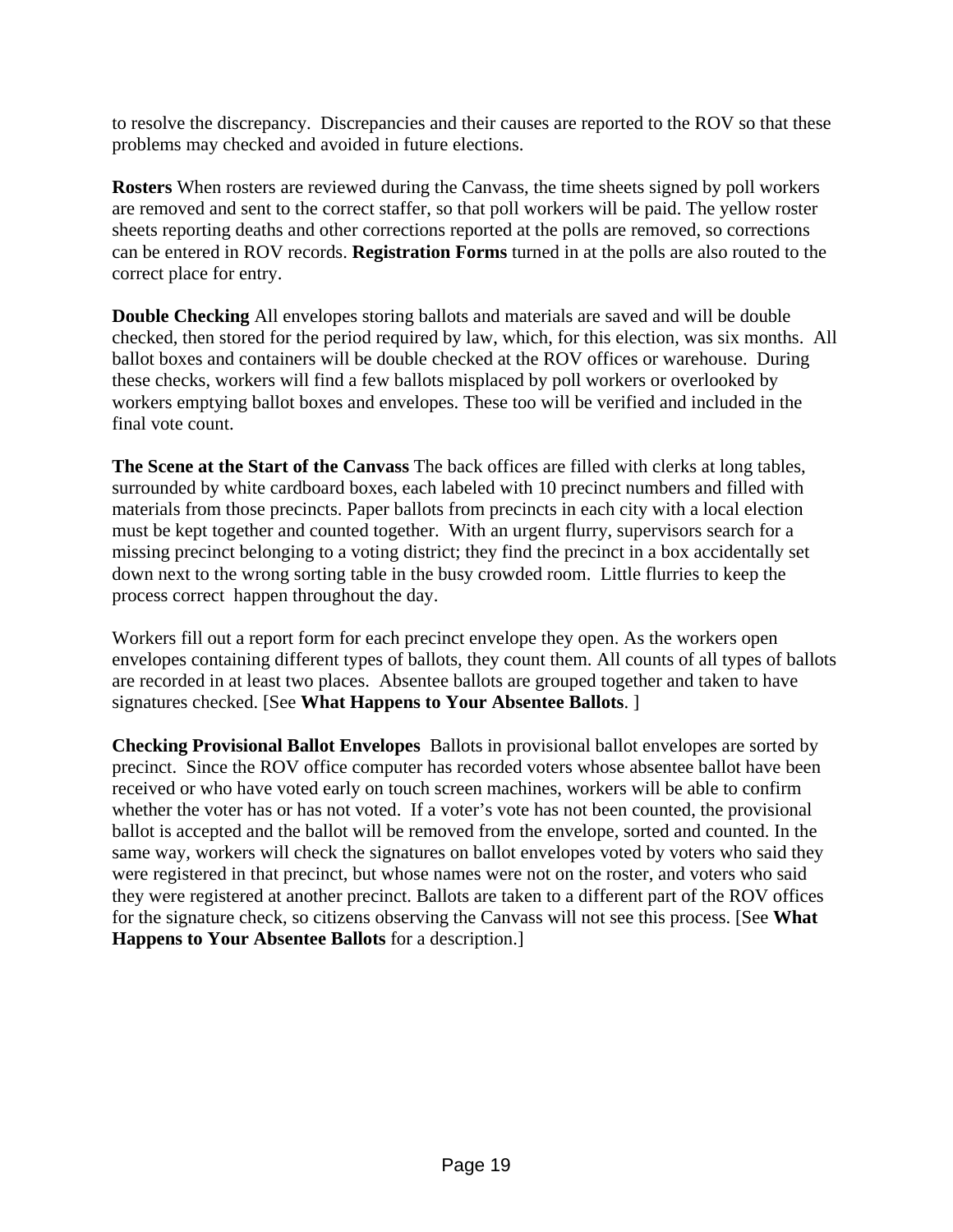to resolve the discrepancy. Discrepancies and their causes are reported to the ROV so that these problems may checked and avoided in future elections.

**Rosters** When rosters are reviewed during the Canvass, the time sheets signed by poll workers are removed and sent to the correct staffer, so that poll workers will be paid. The yellow roster sheets reporting deaths and other corrections reported at the polls are removed, so corrections can be entered in ROV records. **Registration Forms** turned in at the polls are also routed to the correct place for entry.

**Double Checking** All envelopes storing ballots and materials are saved and will be double checked, then stored for the period required by law, which, for this election, was six months. All ballot boxes and containers will be double checked at the ROV offices or warehouse. During these checks, workers will find a few ballots misplaced by poll workers or overlooked by workers emptying ballot boxes and envelopes. These too will be verified and included in the final vote count.

**The Scene at the Start of the Canvass** The back offices are filled with clerks at long tables, surrounded by white cardboard boxes, each labeled with 10 precinct numbers and filled with materials from those precincts. Paper ballots from precincts in each city with a local election must be kept together and counted together. With an urgent flurry, supervisors search for a missing precinct belonging to a voting district; they find the precinct in a box accidentally set down next to the wrong sorting table in the busy crowded room. Little flurries to keep the process correct happen throughout the day.

Workers fill out a report form for each precinct envelope they open. As the workers open envelopes containing different types of ballots, they count them. All counts of all types of ballots are recorded in at least two places. Absentee ballots are grouped together and taken to have signatures checked. [See **What Happens to Your Absentee Ballots**. ]

**Checking Provisional Ballot Envelopes** Ballots in provisional ballot envelopes are sorted by precinct. Since the ROV office computer has recorded voters whose absentee ballot have been received or who have voted early on touch screen machines, workers will be able to confirm whether the voter has or has not voted. If a voter's vote has not been counted, the provisional ballot is accepted and the ballot will be removed from the envelope, sorted and counted. In the same way, workers will check the signatures on ballot envelopes voted by voters who said they were registered in that precinct, but whose names were not on the roster, and voters who said they were registered at another precinct. Ballots are taken to a different part of the ROV offices for the signature check, so citizens observing the Canvass will not see this process. [See **What Happens to Your Absentee Ballots** for a description.]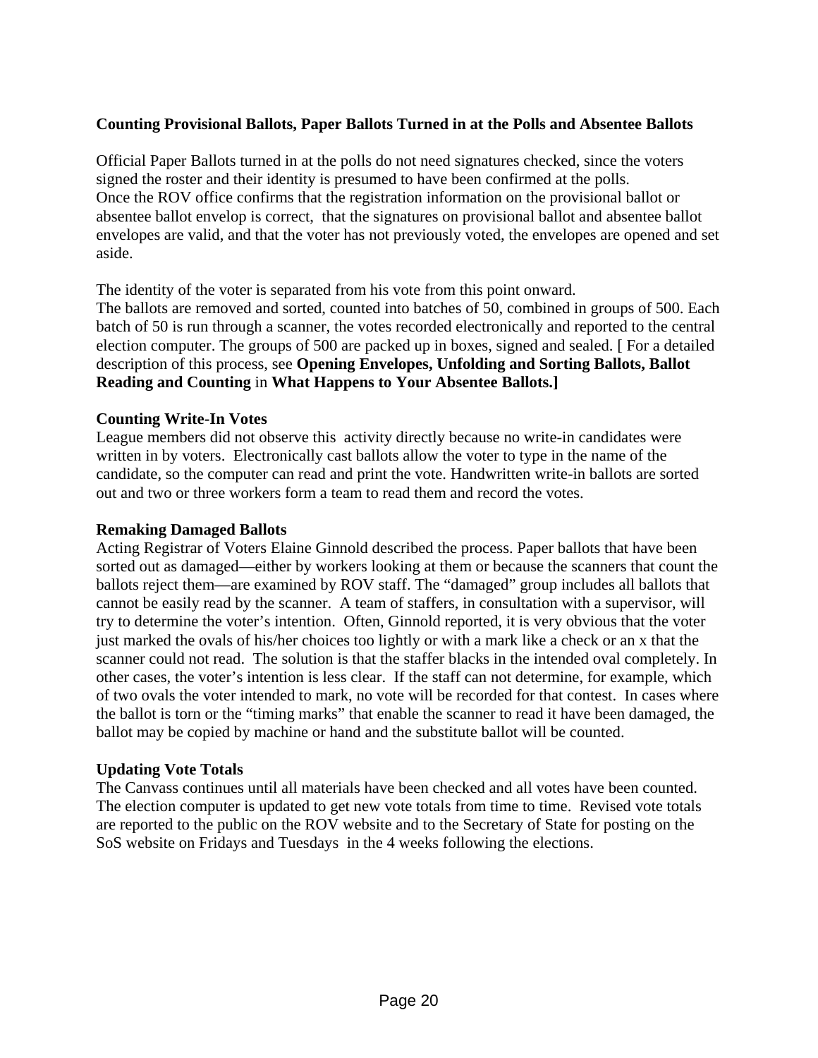**Counting Provisional Ballots, Paper Ballots Turned in at the Polls and Absentee Ballots**

Official Paper Ballots turned in at the polls do not need signatures checked, since the voters signed the roster and their identity is presumed to have been confirmed at the polls.
Once the ROV office confirms that the registration information on the provisional ballot or absentee ballot envelop is correct, that the signatures on provisional ballot and absentee ballot envelopes are valid, and that the voter has not previously voted, the envelopes are opened and set aside.

The identity of the voter is separated from his vote from this point onward.
The ballots are removed and sorted, counted into batches of 50, combined in groups of 500. Each batch of 50 is run through a scanner, the votes recorded electronically and reported to the central election computer. The groups of 500 are packed up in boxes, signed and sealed. [ For a detailed description of this process, see **Opening Envelopes, Unfolding and Sorting Ballots, Ballot Reading and Counting** in **What Happens to Your Absentee Ballots.]**

**Counting Write-In Votes**
League members did not observe this activity directly because no write-in candidates were written in by voters. Electronically cast ballots allow the voter to type in the name of the candidate, so the computer can read and print the vote. Handwritten write-in ballots are sorted out and two or three workers form a team to read them and record the votes.

**Remaking Damaged Ballots**
Acting Registrar of Voters Elaine Ginnold described the process. Paper ballots that have been sorted out as damaged—either by workers looking at them or because the scanners that count the ballots reject them—are examined by ROV staff. The "damaged" group includes all ballots that cannot be easily read by the scanner. A team of staffers, in consultation with a supervisor, will try to determine the voter's intention. Often, Ginnold reported, it is very obvious that the voter just marked the ovals of his/her choices too lightly or with a mark like a check or an x that the scanner could not read. The solution is that the staffer blacks in the intended oval completely. In other cases, the voter's intention is less clear. If the staff can not determine, for example, which of two ovals the voter intended to mark, no vote will be recorded for that contest. In cases where the ballot is torn or the "timing marks" that enable the scanner to read it have been damaged, the ballot may be copied by machine or hand and the substitute ballot will be counted.

**Updating Vote Totals**
The Canvass continues until all materials have been checked and all votes have been counted. The election computer is updated to get new vote totals from time to time. Revised vote totals are reported to the public on the ROV website and to the Secretary of State for posting on the SoS website on Fridays and Tuesdays in the 4 weeks following the elections.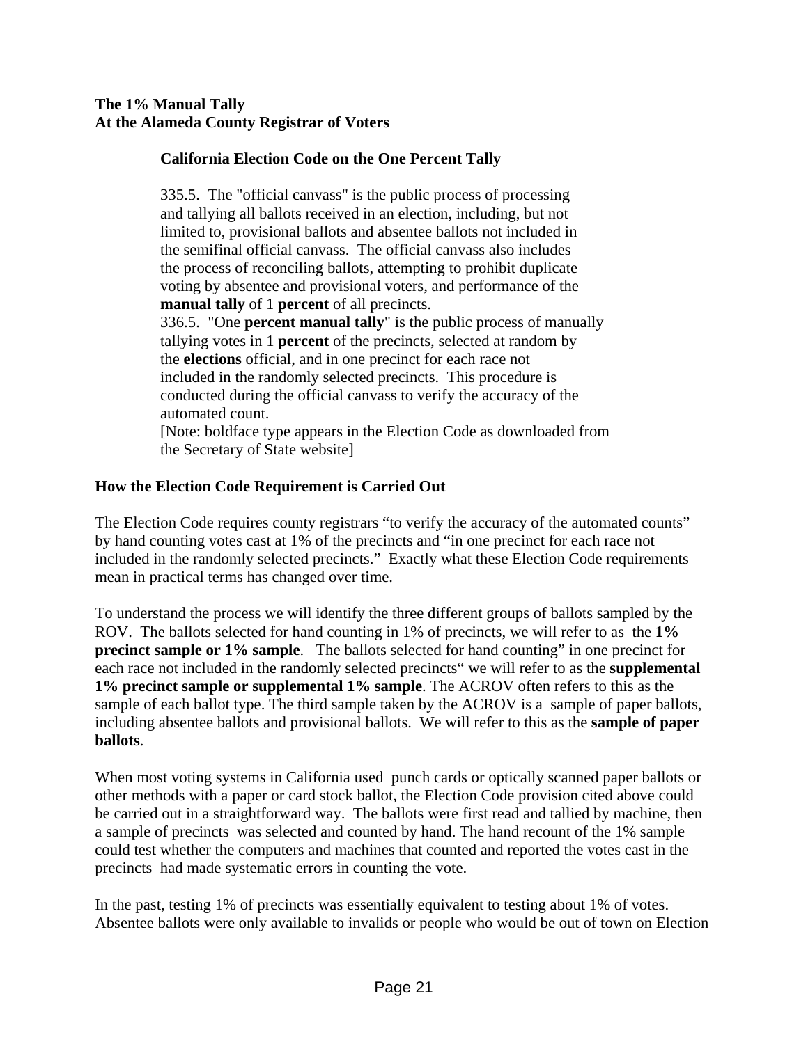**The 1% Manual Tally**
**At the Alameda County Registrar of Voters**

### California Election Code on the One Percent Tally

335.5. The "official canvass" is the public process of processing and tallying all ballots received in an election, including, but not limited to, provisional ballots and absentee ballots not included in the semifinal official canvass. The official canvass also includes the process of reconciling ballots, attempting to prohibit duplicate voting by absentee and provisional voters, and performance of the **manual tally** of 1 **percent** of all precincts.
336.5. "One **percent manual tally**" is the public process of manually tallying votes in 1 **percent** of the precincts, selected at random by the **elections** official, and in one precinct for each race not included in the randomly selected precincts. This procedure is conducted during the official canvass to verify the accuracy of the automated count.
[Note: boldface type appears in the Election Code as downloaded from the Secretary of State website]

### How the Election Code Requirement is Carried Out

The Election Code requires county registrars "to verify the accuracy of the automated counts" by hand counting votes cast at 1% of the precincts and "in one precinct for each race not included in the randomly selected precincts." Exactly what these Election Code requirements mean in practical terms has changed over time.

To understand the process we will identify the three different groups of ballots sampled by the ROV. The ballots selected for hand counting in 1% of precincts, we will refer to as the **1% precinct sample or 1% sample**. The ballots selected for hand counting" in one precinct for each race not included in the randomly selected precincts" we will refer to as the **supplemental 1% precinct sample or supplemental 1% sample**. The ACROV often refers to this as the sample of each ballot type. The third sample taken by the ACROV is a sample of paper ballots, including absentee ballots and provisional ballots. We will refer to this as the **sample of paper ballots**.

When most voting systems in California used punch cards or optically scanned paper ballots or other methods with a paper or card stock ballot, the Election Code provision cited above could be carried out in a straightforward way. The ballots were first read and tallied by machine, then a sample of precincts was selected and counted by hand. The hand recount of the 1% sample could test whether the computers and machines that counted and reported the votes cast in the precincts had made systematic errors in counting the vote.

In the past, testing 1% of precincts was essentially equivalent to testing about 1% of votes. Absentee ballots were only available to invalids or people who would be out of town on Election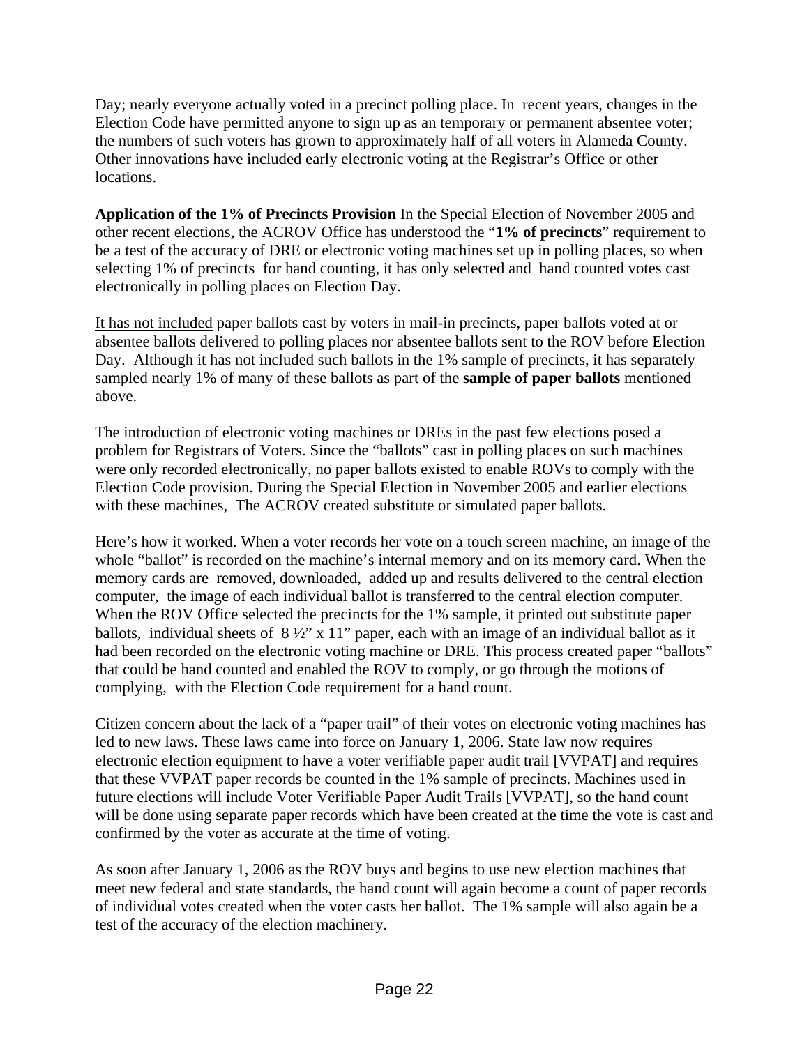Day; nearly everyone actually voted in a precinct polling place. In recent years, changes in the Election Code have permitted anyone to sign up as an temporary or permanent absentee voter; the numbers of such voters has grown to approximately half of all voters in Alameda County. Other innovations have included early electronic voting at the Registrar's Office or other locations.

**Application of the 1% of Precincts Provision** In the Special Election of November 2005 and other recent elections, the ACROV Office has understood the "**1% of precincts**" requirement to be a test of the accuracy of DRE or electronic voting machines set up in polling places, so when selecting 1% of precincts for hand counting, it has only selected and hand counted votes cast electronically in polling places on Election Day.

<u>It has not included</u> paper ballots cast by voters in mail-in precincts, paper ballots voted at or absentee ballots delivered to polling places nor absentee ballots sent to the ROV before Election Day. Although it has not included such ballots in the 1% sample of precincts, it has separately sampled nearly 1% of many of these ballots as part of the **sample of paper ballots** mentioned above.

The introduction of electronic voting machines or DREs in the past few elections posed a problem for Registrars of Voters. Since the "ballots" cast in polling places on such machines were only recorded electronically, no paper ballots existed to enable ROVs to comply with the Election Code provision. During the Special Election in November 2005 and earlier elections with these machines, The ACROV created substitute or simulated paper ballots.

Here's how it worked. When a voter records her vote on a touch screen machine, an image of the whole "ballot" is recorded on the machine's internal memory and on its memory card. When the memory cards are removed, downloaded, added up and results delivered to the central election computer, the image of each individual ballot is transferred to the central election computer. When the ROV Office selected the precincts for the 1% sample, it printed out substitute paper ballots, individual sheets of 8 ½" x 11" paper, each with an image of an individual ballot as it had been recorded on the electronic voting machine or DRE. This process created paper "ballots" that could be hand counted and enabled the ROV to comply, or go through the motions of complying, with the Election Code requirement for a hand count.

Citizen concern about the lack of a "paper trail" of their votes on electronic voting machines has led to new laws. These laws came into force on January 1, 2006. State law now requires electronic election equipment to have a voter verifiable paper audit trail [VVPAT] and requires that these VVPAT paper records be counted in the 1% sample of precincts. Machines used in future elections will include Voter Verifiable Paper Audit Trails [VVPAT], so the hand count will be done using separate paper records which have been created at the time the vote is cast and confirmed by the voter as accurate at the time of voting.

As soon after January 1, 2006 as the ROV buys and begins to use new election machines that meet new federal and state standards, the hand count will again become a count of paper records of individual votes created when the voter casts her ballot. The 1% sample will also again be a test of the accuracy of the election machinery.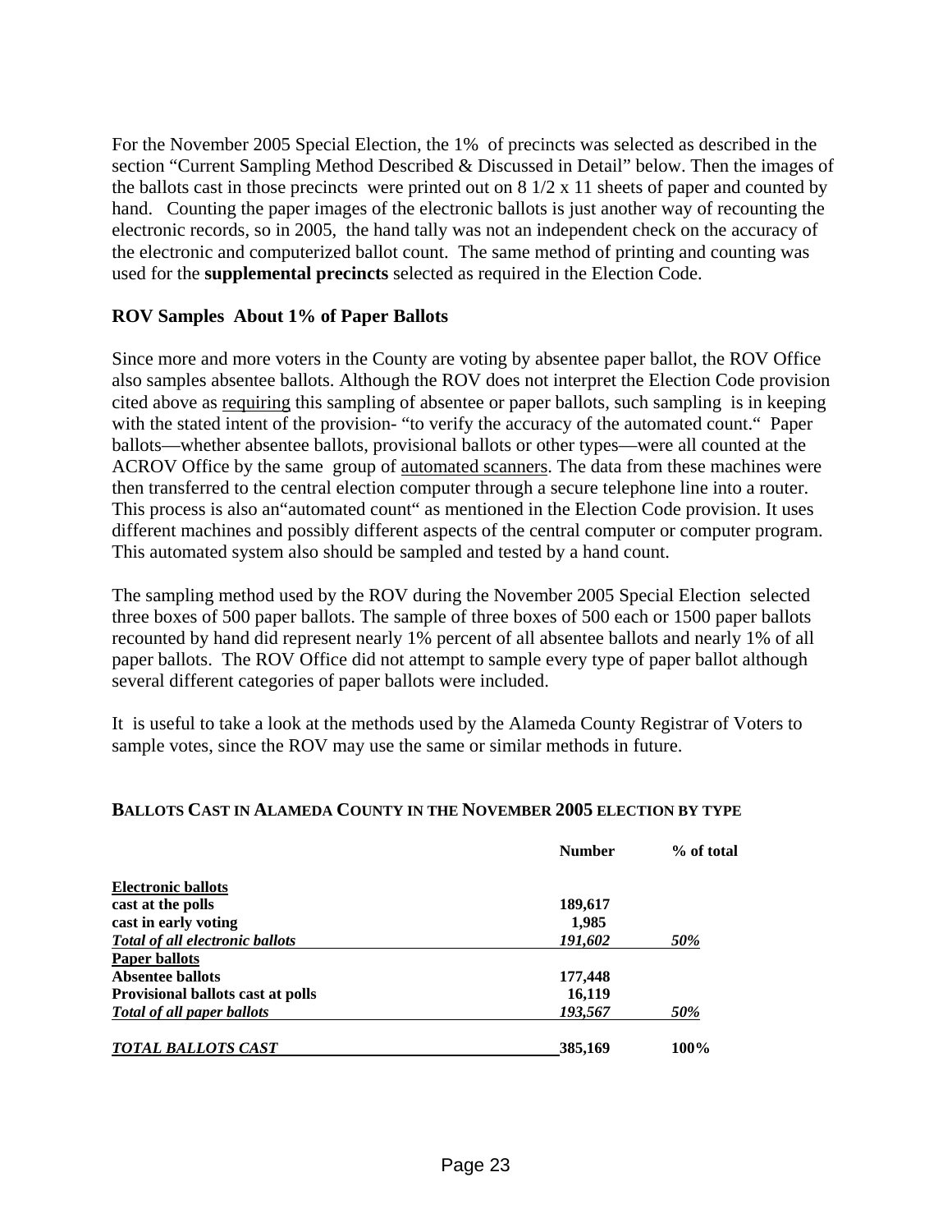For the November 2005 Special Election, the 1% of precincts was selected as described in the section "Current Sampling Method Described & Discussed in Detail" below. Then the images of the ballots cast in those precincts were printed out on 8 1/2 x 11 sheets of paper and counted by hand. Counting the paper images of the electronic ballots is just another way of recounting the electronic records, so in 2005, the hand tally was not an independent check on the accuracy of the electronic and computerized ballot count. The same method of printing and counting was used for the **supplemental precincts** selected as required in the Election Code.

### ROV Samples About 1% of Paper Ballots

Since more and more voters in the County are voting by absentee paper ballot, the ROV Office also samples absentee ballots. Although the ROV does not interpret the Election Code provision cited above as requiring this sampling of absentee or paper ballots, such sampling is in keeping with the stated intent of the provision- "to verify the accuracy of the automated count." Paper ballots—whether absentee ballots, provisional ballots or other types—were all counted at the ACROV Office by the same group of automated scanners. The data from these machines were then transferred to the central election computer through a secure telephone line into a router. This process is also an"automated count" as mentioned in the Election Code provision. It uses different machines and possibly different aspects of the central computer or computer program. This automated system also should be sampled and tested by a hand count.

The sampling method used by the ROV during the November 2005 Special Election selected three boxes of 500 paper ballots. The sample of three boxes of 500 each or 1500 paper ballots recounted by hand did represent nearly 1% percent of all absentee ballots and nearly 1% of all paper ballots. The ROV Office did not attempt to sample every type of paper ballot although several different categories of paper ballots were included.

It is useful to take a look at the methods used by the Alameda County Registrar of Voters to sample votes, since the ROV may use the same or similar methods in future.

**BALLOTS CAST IN ALAMEDA COUNTY IN THE NOVEMBER 2005 ELECTION BY TYPE**

| | Number | % of total |
|---|---|---|
| **Electronic ballots** | | |
| **cast at the polls** | **189,617** | |
| **cast in early voting** | **1,985** | |
| ***Total of all electronic ballots*** | ***191,602*** | ***50%*** |
| **Paper ballots** | | |
| **Absentee ballots** | **177,448** | |
| **Provisional ballots cast at polls** | **16,119** | |
| ***Total of all paper ballots*** | ***193,567*** | ***50%*** |
| ***TOTAL BALLOTS CAST*** | **385,169** | **100%** |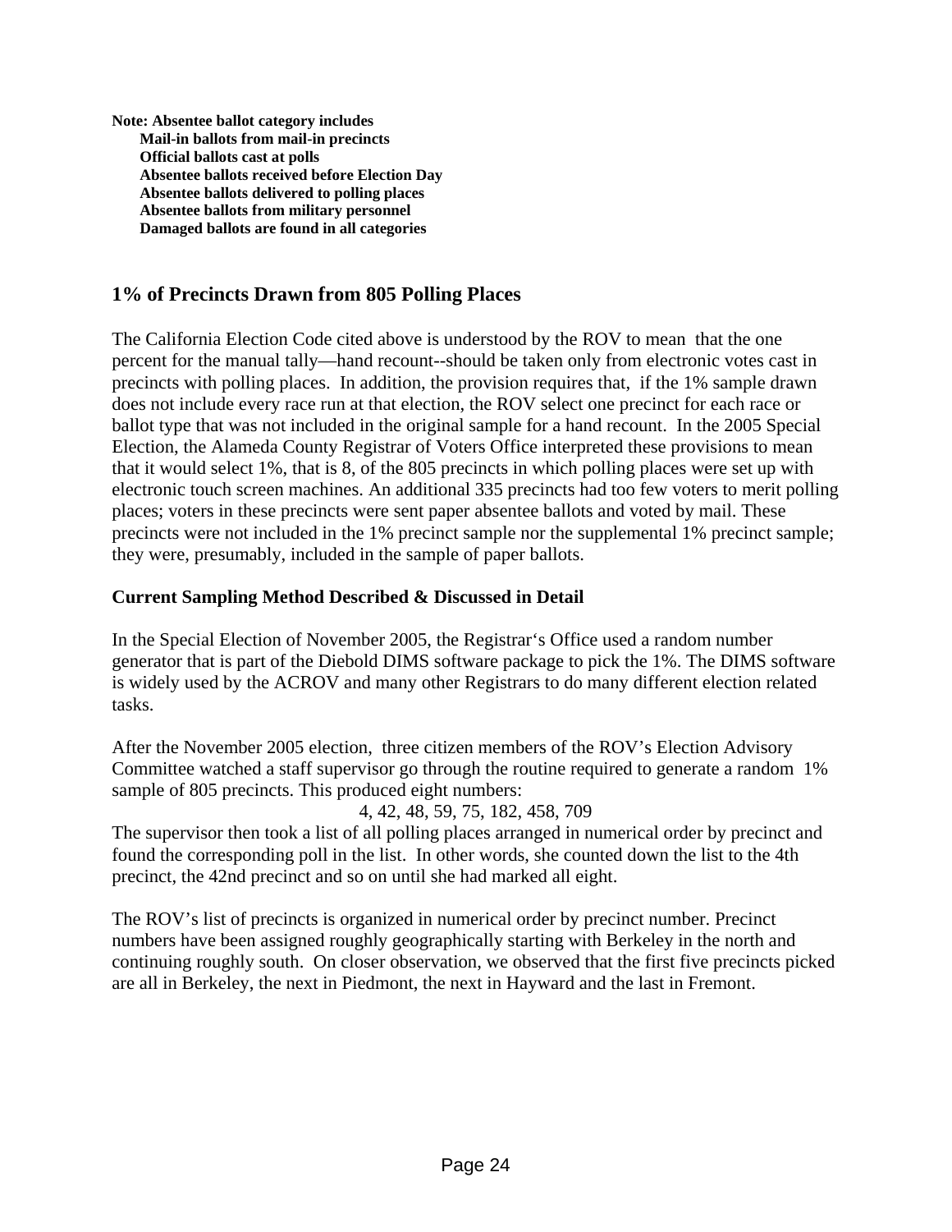**Note: Absentee ballot category includes**
- **Mail-in ballots from mail-in precincts**
- **Official ballots cast at polls**
- **Absentee ballots received before Election Day**
- **Absentee ballots delivered to polling places**
- **Absentee ballots from military personnel**
- **Damaged ballots are found in all categories**

## 1% of Precincts Drawn from 805 Polling Places

The California Election Code cited above is understood by the ROV to mean that the one percent for the manual tally—hand recount--should be taken only from electronic votes cast in precincts with polling places. In addition, the provision requires that, if the 1% sample drawn does not include every race run at that election, the ROV select one precinct for each race or ballot type that was not included in the original sample for a hand recount. In the 2005 Special Election, the Alameda County Registrar of Voters Office interpreted these provisions to mean that it would select 1%, that is 8, of the 805 precincts in which polling places were set up with electronic touch screen machines. An additional 335 precincts had too few voters to merit polling places; voters in these precincts were sent paper absentee ballots and voted by mail. These precincts were not included in the 1% precinct sample nor the supplemental 1% precinct sample; they were, presumably, included in the sample of paper ballots.

### Current Sampling Method Described & Discussed in Detail

In the Special Election of November 2005, the Registrar's Office used a random number generator that is part of the Diebold DIMS software package to pick the 1%. The DIMS software is widely used by the ACROV and many other Registrars to do many different election related tasks.

After the November 2005 election, three citizen members of the ROV's Election Advisory Committee watched a staff supervisor go through the routine required to generate a random 1% sample of 805 precincts. This produced eight numbers:

4, 42, 48, 59, 75, 182, 458, 709

The supervisor then took a list of all polling places arranged in numerical order by precinct and found the corresponding poll in the list. In other words, she counted down the list to the 4th precinct, the 42nd precinct and so on until she had marked all eight.

The ROV's list of precincts is organized in numerical order by precinct number. Precinct numbers have been assigned roughly geographically starting with Berkeley in the north and continuing roughly south. On closer observation, we observed that the first five precincts picked are all in Berkeley, the next in Piedmont, the next in Hayward and the last in Fremont.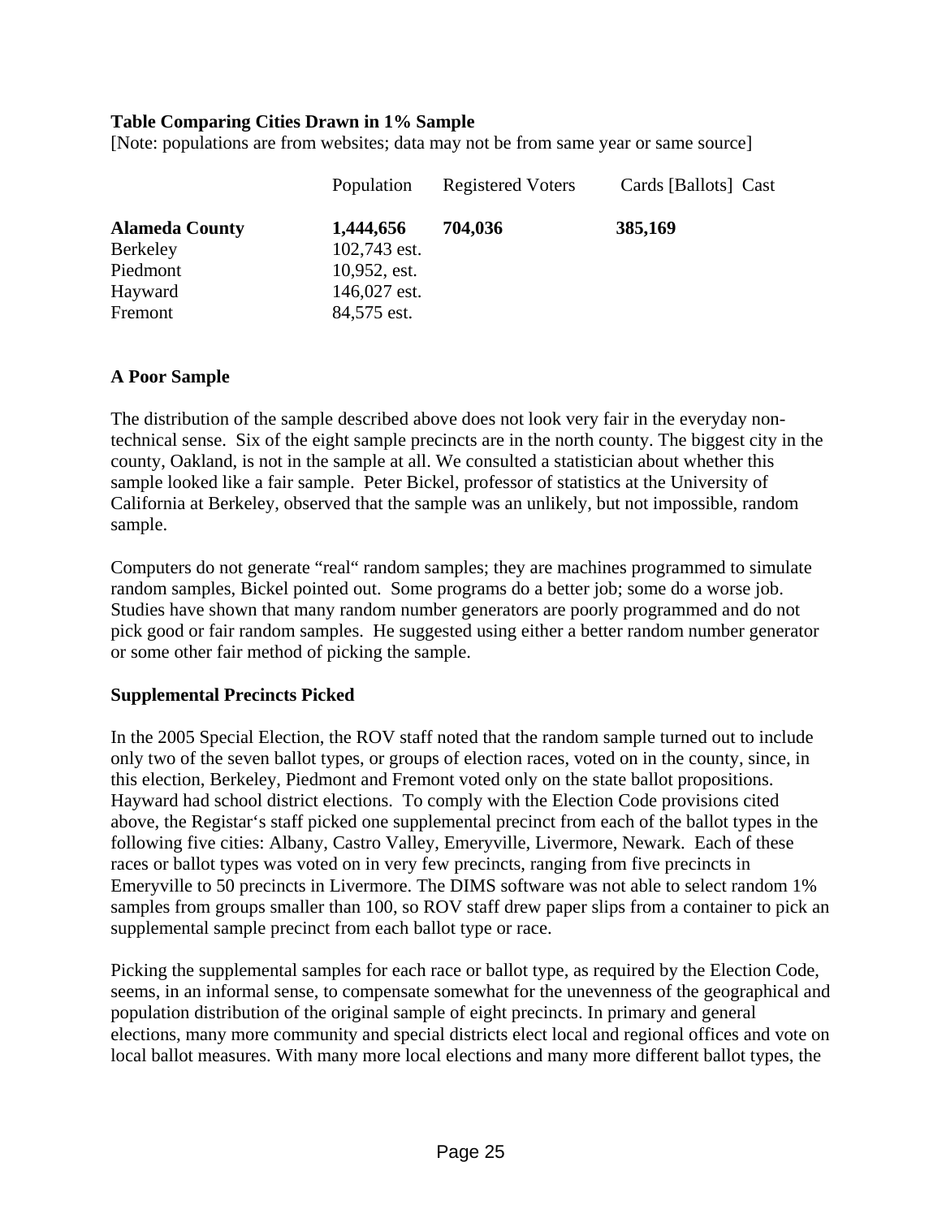**Table Comparing Cities Drawn in 1% Sample**

[Note: populations are from websites; data may not be from same year or same source]

| | Population | Registered Voters | Cards [Ballots] Cast |
|---|---|---|---|
| **Alameda County** | **1,444,656** | **704,036** | **385,169** |
| Berkeley | 102,743 est. | | |
| Piedmont | 10,952, est. | | |
| Hayward | 146,027 est. | | |
| Fremont | 84,575 est. | | |

**A Poor Sample**

The distribution of the sample described above does not look very fair in the everyday non-technical sense. Six of the eight sample precincts are in the north county. The biggest city in the county, Oakland, is not in the sample at all. We consulted a statistician about whether this sample looked like a fair sample. Peter Bickel, professor of statistics at the University of California at Berkeley, observed that the sample was an unlikely, but not impossible, random sample.

Computers do not generate "real" random samples; they are machines programmed to simulate random samples, Bickel pointed out. Some programs do a better job; some do a worse job. Studies have shown that many random number generators are poorly programmed and do not pick good or fair random samples. He suggested using either a better random number generator or some other fair method of picking the sample.

**Supplemental Precincts Picked**

In the 2005 Special Election, the ROV staff noted that the random sample turned out to include only two of the seven ballot types, or groups of election races, voted on in the county, since, in this election, Berkeley, Piedmont and Fremont voted only on the state ballot propositions. Hayward had school district elections. To comply with the Election Code provisions cited above, the Registar's staff picked one supplemental precinct from each of the ballot types in the following five cities: Albany, Castro Valley, Emeryville, Livermore, Newark. Each of these races or ballot types was voted on in very few precincts, ranging from five precincts in Emeryville to 50 precincts in Livermore. The DIMS software was not able to select random 1% samples from groups smaller than 100, so ROV staff drew paper slips from a container to pick an supplemental sample precinct from each ballot type or race.

Picking the supplemental samples for each race or ballot type, as required by the Election Code, seems, in an informal sense, to compensate somewhat for the unevenness of the geographical and population distribution of the original sample of eight precincts. In primary and general elections, many more community and special districts elect local and regional offices and vote on local ballot measures. With many more local elections and many more different ballot types, the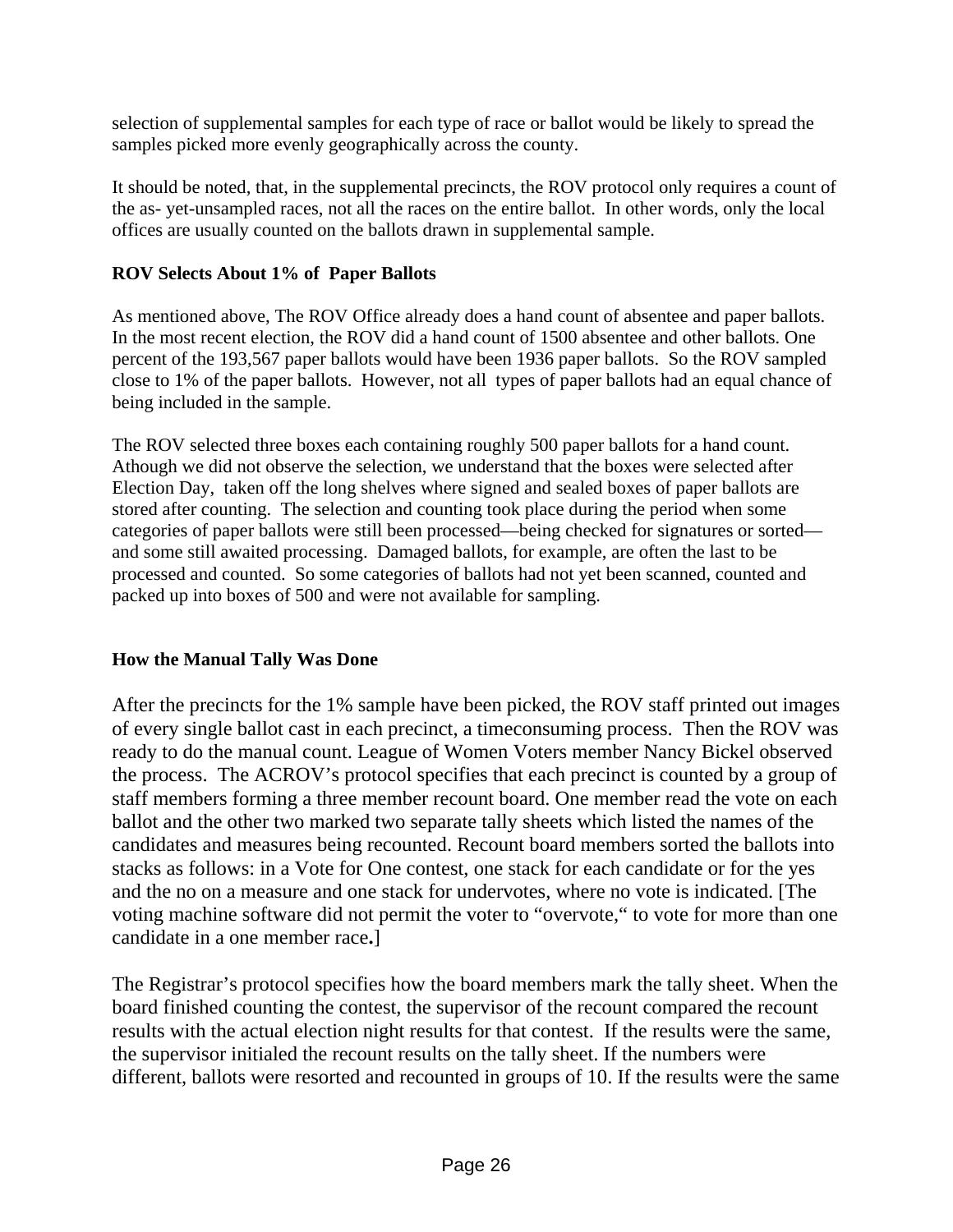selection of supplemental samples for each type of race or ballot would be likely to spread the samples picked more evenly geographically across the county.

It should be noted, that, in the supplemental precincts, the ROV protocol only requires a count of the as- yet-unsampled races, not all the races on the entire ballot. In other words, only the local offices are usually counted on the ballots drawn in supplemental sample.

**ROV Selects About 1% of Paper Ballots**

As mentioned above, The ROV Office already does a hand count of absentee and paper ballots. In the most recent election, the ROV did a hand count of 1500 absentee and other ballots. One percent of the 193,567 paper ballots would have been 1936 paper ballots. So the ROV sampled close to 1% of the paper ballots. However, not all types of paper ballots had an equal chance of being included in the sample.

The ROV selected three boxes each containing roughly 500 paper ballots for a hand count. Athough we did not observe the selection, we understand that the boxes were selected after Election Day, taken off the long shelves where signed and sealed boxes of paper ballots are stored after counting. The selection and counting took place during the period when some categories of paper ballots were still been processed—being checked for signatures or sorted—and some still awaited processing. Damaged ballots, for example, are often the last to be processed and counted. So some categories of ballots had not yet been scanned, counted and packed up into boxes of 500 and were not available for sampling.

**How the Manual Tally Was Done**

After the precincts for the 1% sample have been picked, the ROV staff printed out images of every single ballot cast in each precinct, a timeconsuming process. Then the ROV was ready to do the manual count. League of Women Voters member Nancy Bickel observed the process. The ACROV's protocol specifies that each precinct is counted by a group of staff members forming a three member recount board. One member read the vote on each ballot and the other two marked two separate tally sheets which listed the names of the candidates and measures being recounted. Recount board members sorted the ballots into stacks as follows: in a Vote for One contest, one stack for each candidate or for the yes and the no on a measure and one stack for undervotes, where no vote is indicated. [The voting machine software did not permit the voter to "overvote," to vote for more than one candidate in a one member race**.**]

The Registrar's protocol specifies how the board members mark the tally sheet. When the board finished counting the contest, the supervisor of the recount compared the recount results with the actual election night results for that contest. If the results were the same, the supervisor initialed the recount results on the tally sheet. If the numbers were different, ballots were resorted and recounted in groups of 10. If the results were the same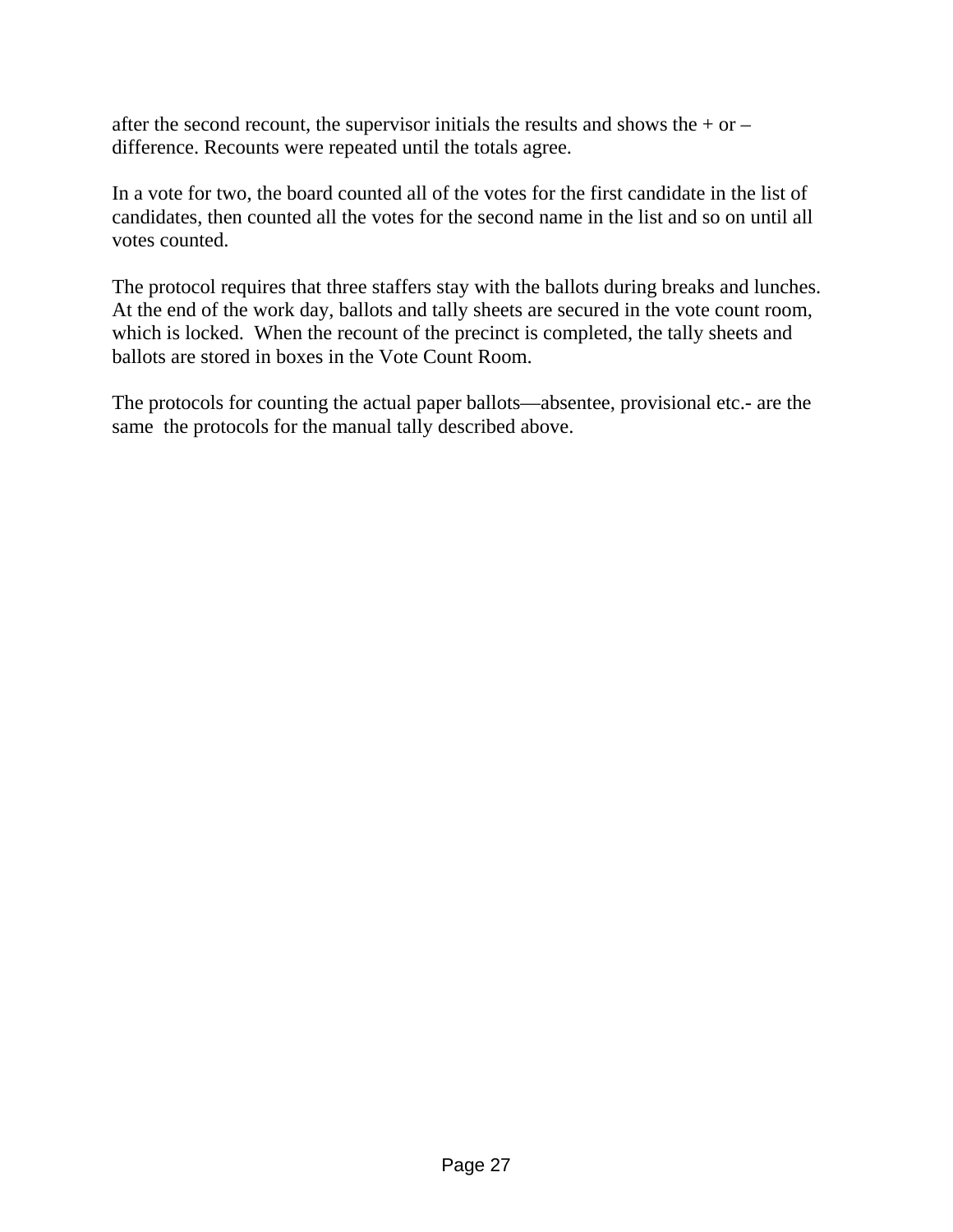after the second recount, the supervisor initials the results and shows the + or – difference. Recounts were repeated until the totals agree.

In a vote for two, the board counted all of the votes for the first candidate in the list of candidates, then counted all the votes for the second name in the list and so on until all votes counted.

The protocol requires that three staffers stay with the ballots during breaks and lunches. At the end of the work day, ballots and tally sheets are secured in the vote count room, which is locked. When the recount of the precinct is completed, the tally sheets and ballots are stored in boxes in the Vote Count Room.

The protocols for counting the actual paper ballots—absentee, provisional etc.- are the same the protocols for the manual tally described above.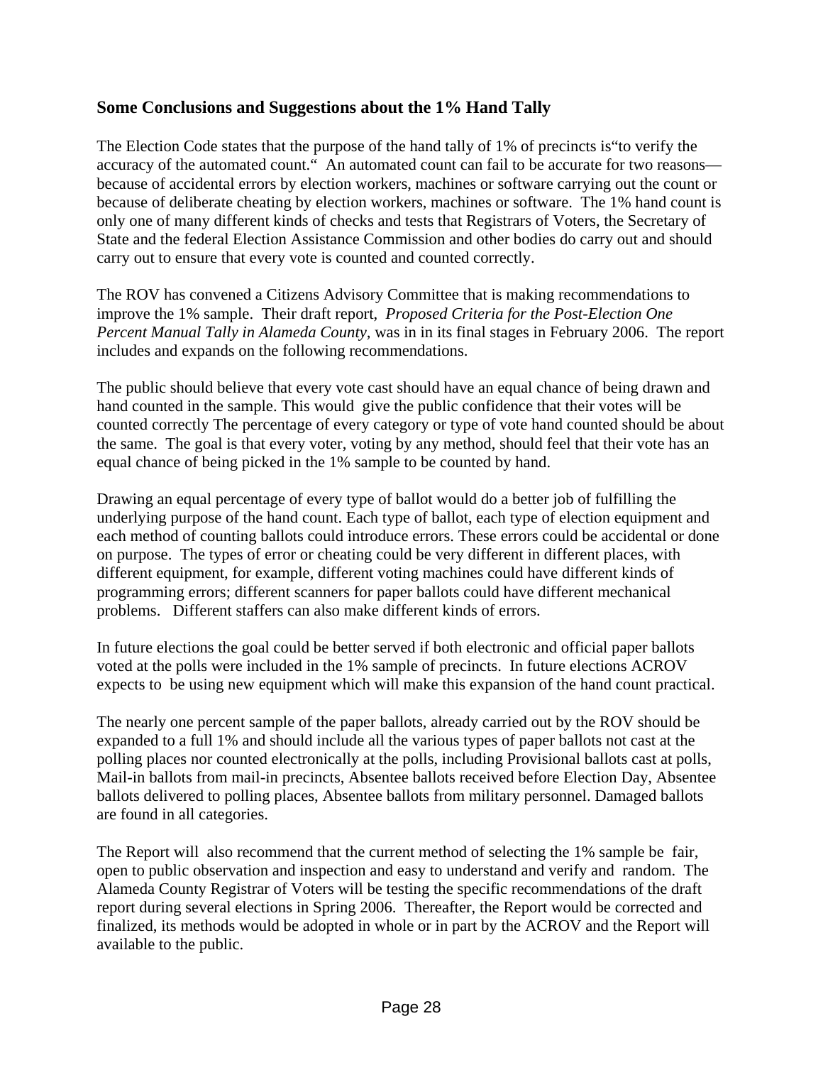## Some Conclusions and Suggestions about the 1% Hand Tally

The Election Code states that the purpose of the hand tally of 1% of precincts is"to verify the accuracy of the automated count." An automated count can fail to be accurate for two reasons—because of accidental errors by election workers, machines or software carrying out the count or because of deliberate cheating by election workers, machines or software. The 1% hand count is only one of many different kinds of checks and tests that Registrars of Voters, the Secretary of State and the federal Election Assistance Commission and other bodies do carry out and should carry out to ensure that every vote is counted and counted correctly.

The ROV has convened a Citizens Advisory Committee that is making recommendations to improve the 1% sample. Their draft report, *Proposed Criteria for the Post-Election One Percent Manual Tally in Alameda County*, was in in its final stages in February 2006. The report includes and expands on the following recommendations.

The public should believe that every vote cast should have an equal chance of being drawn and hand counted in the sample. This would give the public confidence that their votes will be counted correctly The percentage of every category or type of vote hand counted should be about the same. The goal is that every voter, voting by any method, should feel that their vote has an equal chance of being picked in the 1% sample to be counted by hand.

Drawing an equal percentage of every type of ballot would do a better job of fulfilling the underlying purpose of the hand count. Each type of ballot, each type of election equipment and each method of counting ballots could introduce errors. These errors could be accidental or done on purpose. The types of error or cheating could be very different in different places, with different equipment, for example, different voting machines could have different kinds of programming errors; different scanners for paper ballots could have different mechanical problems. Different staffers can also make different kinds of errors.

In future elections the goal could be better served if both electronic and official paper ballots voted at the polls were included in the 1% sample of precincts. In future elections ACROV expects to be using new equipment which will make this expansion of the hand count practical.

The nearly one percent sample of the paper ballots, already carried out by the ROV should be expanded to a full 1% and should include all the various types of paper ballots not cast at the polling places nor counted electronically at the polls, including Provisional ballots cast at polls, Mail-in ballots from mail-in precincts, Absentee ballots received before Election Day, Absentee ballots delivered to polling places, Absentee ballots from military personnel. Damaged ballots are found in all categories.

The Report will also recommend that the current method of selecting the 1% sample be fair, open to public observation and inspection and easy to understand and verify and random. The Alameda County Registrar of Voters will be testing the specific recommendations of the draft report during several elections in Spring 2006. Thereafter, the Report would be corrected and finalized, its methods would be adopted in whole or in part by the ACROV and the Report will available to the public.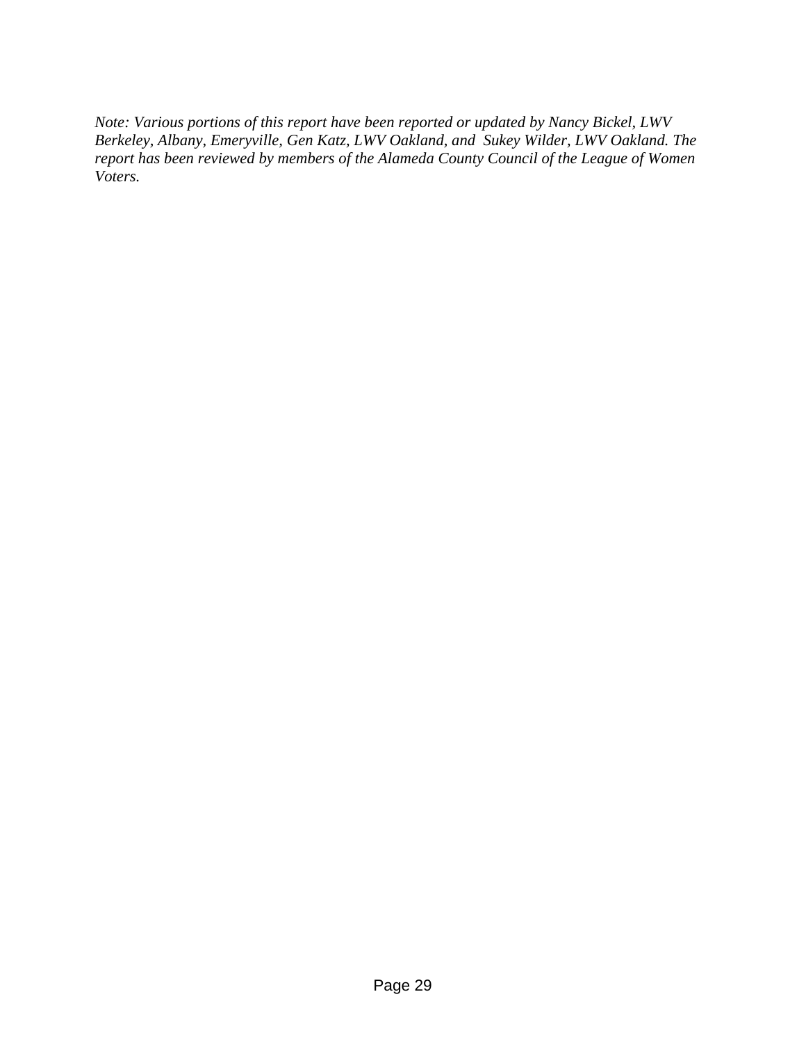*Note: Various portions of this report have been reported or updated by Nancy Bickel, LWV Berkeley, Albany, Emeryville, Gen Katz, LWV Oakland, and Sukey Wilder, LWV Oakland. The report has been reviewed by members of the Alameda County Council of the League of Women Voters.*